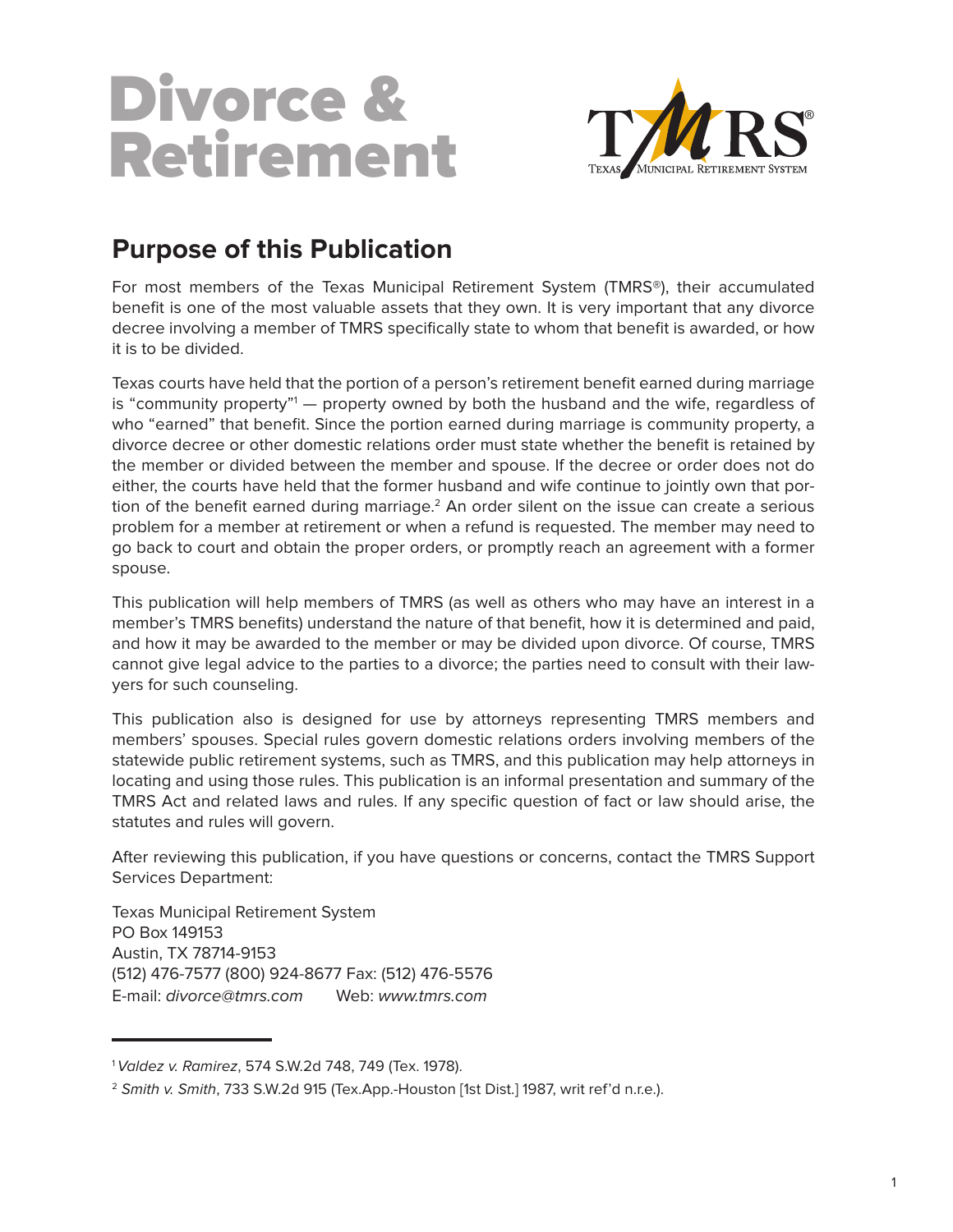# Divorce & Retirement

TMRS®
Texas Municipal Retirement System

## Purpose of this Publication

For most members of the Texas Municipal Retirement System (TMRS®), their accumulated benefit is one of the most valuable assets that they own. It is very important that any divorce decree involving a member of TMRS specifically state to whom that benefit is awarded, or how it is to be divided.

Texas courts have held that the portion of a person's retirement benefit earned during marriage is "community property"[1] — property owned by both the husband and the wife, regardless of who "earned" that benefit. Since the portion earned during marriage is community property, a divorce decree or other domestic relations order must state whether the benefit is retained by the member or divided between the member and spouse. If the decree or order does not do either, the courts have held that the former husband and wife continue to jointly own that portion of the benefit earned during marriage.[2] An order silent on the issue can create a serious problem for a member at retirement or when a refund is requested. The member may need to go back to court and obtain the proper orders, or promptly reach an agreement with a former spouse.

This publication will help members of TMRS (as well as others who may have an interest in a member's TMRS benefits) understand the nature of that benefit, how it is determined and paid, and how it may be awarded to the member or may be divided upon divorce. Of course, TMRS cannot give legal advice to the parties to a divorce; the parties need to consult with their lawyers for such counseling.

This publication also is designed for use by attorneys representing TMRS members and members' spouses. Special rules govern domestic relations orders involving members of the statewide public retirement systems, such as TMRS, and this publication may help attorneys in locating and using those rules. This publication is an informal presentation and summary of the TMRS Act and related laws and rules. If any specific question of fact or law should arise, the statutes and rules will govern.

After reviewing this publication, if you have questions or concerns, contact the TMRS Support Services Department:

Texas Municipal Retirement System
PO Box 149153
Austin, TX 78714-9153
(512) 476-7577 (800) 924-8677 Fax: (512) 476-5576
E-mail: *divorce@tmrs.com* Web: *www.tmrs.com*

---

[1] *Valdez v. Ramirez*, 574 S.W.2d 748, 749 (Tex. 1978).

[2] *Smith v. Smith*, 733 S.W.2d 915 (Tex.App.-Houston [1st Dist.] 1987, writ ref'd n.r.e.).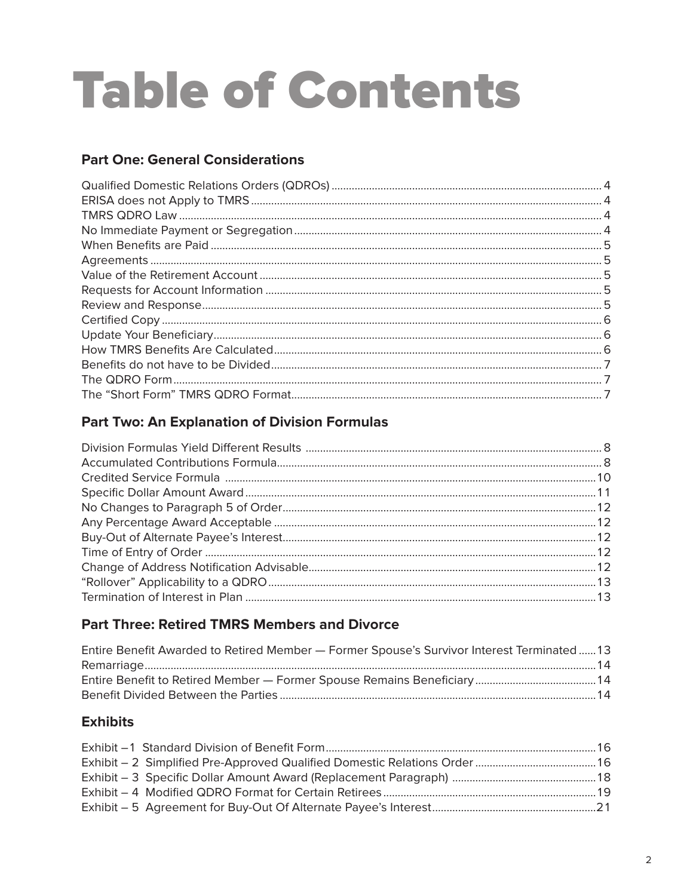# Table of Contents

## Part One: General Considerations

- Qualified Domestic Relations Orders (QDROs) ... 4
- ERISA does not Apply to TMRS ... 4
- TMRS QDRO Law ... 4
- No Immediate Payment or Segregation ... 4
- When Benefits are Paid ... 5
- Agreements ... 5
- Value of the Retirement Account ... 5
- Requests for Account Information ... 5
- Review and Response ... 5
- Certified Copy ... 6
- Update Your Beneficiary ... 6
- How TMRS Benefits Are Calculated ... 6
- Benefits do not have to be Divided ... 7
- The QDRO Form ... 7
- The "Short Form" TMRS QDRO Format ... 7

## Part Two: An Explanation of Division Formulas

- Division Formulas Yield Different Results ... 8
- Accumulated Contributions Formula ... 8
- Credited Service Formula ... 10
- Specific Dollar Amount Award ... 11
- No Changes to Paragraph 5 of Order ... 12
- Any Percentage Award Acceptable ... 12
- Buy-Out of Alternate Payee's Interest ... 12
- Time of Entry of Order ... 12
- Change of Address Notification Advisable ... 12
- "Rollover" Applicability to a QDRO ... 13
- Termination of Interest in Plan ... 13

## Part Three: Retired TMRS Members and Divorce

- Entire Benefit Awarded to Retired Member — Former Spouse's Survivor Interest Terminated ... 13
- Remarriage ... 14
- Entire Benefit to Retired Member — Former Spouse Remains Beneficiary ... 14
- Benefit Divided Between the Parties ... 14

## Exhibits

- Exhibit – 1 Standard Division of Benefit Form ... 16
- Exhibit – 2 Simplified Pre-Approved Qualified Domestic Relations Order ... 16
- Exhibit – 3 Specific Dollar Amount Award (Replacement Paragraph) ... 18
- Exhibit – 4 Modified QDRO Format for Certain Retirees ... 19
- Exhibit – 5 Agreement for Buy-Out Of Alternate Payee's Interest ... 21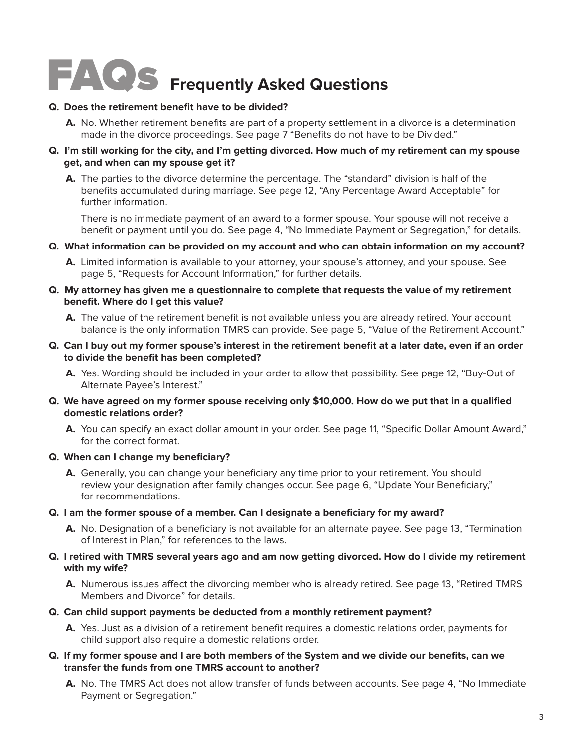# FAQs Frequently Asked Questions

**Q. Does the retirement benefit have to be divided?**

**A.** No. Whether retirement benefits are part of a property settlement in a divorce is a determination made in the divorce proceedings. See page 7 "Benefits do not have to be Divided."

**Q. I'm still working for the city, and I'm getting divorced. How much of my retirement can my spouse get, and when can my spouse get it?**

**A.** The parties to the divorce determine the percentage. The "standard" division is half of the benefits accumulated during marriage. See page 12, "Any Percentage Award Acceptable" for further information.

There is no immediate payment of an award to a former spouse. Your spouse will not receive a benefit or payment until you do. See page 4, "No Immediate Payment or Segregation," for details.

**Q. What information can be provided on my account and who can obtain information on my account?**

**A.** Limited information is available to your attorney, your spouse's attorney, and your spouse. See page 5, "Requests for Account Information," for further details.

**Q. My attorney has given me a questionnaire to complete that requests the value of my retirement benefit. Where do I get this value?**

**A.** The value of the retirement benefit is not available unless you are already retired. Your account balance is the only information TMRS can provide. See page 5, "Value of the Retirement Account."

**Q. Can I buy out my former spouse's interest in the retirement benefit at a later date, even if an order to divide the benefit has been completed?**

**A.** Yes. Wording should be included in your order to allow that possibility. See page 12, "Buy-Out of Alternate Payee's Interest."

**Q. We have agreed on my former spouse receiving only $10,000. How do we put that in a qualified domestic relations order?**

**A.** You can specify an exact dollar amount in your order. See page 11, "Specific Dollar Amount Award," for the correct format.

**Q. When can I change my beneficiary?**

**A.** Generally, you can change your beneficiary any time prior to your retirement. You should review your designation after family changes occur. See page 6, "Update Your Beneficiary," for recommendations.

**Q. I am the former spouse of a member. Can I designate a beneficiary for my award?**

**A.** No. Designation of a beneficiary is not available for an alternate payee. See page 13, "Termination of Interest in Plan," for references to the laws.

**Q. I retired with TMRS several years ago and am now getting divorced. How do I divide my retirement with my wife?**

**A.** Numerous issues affect the divorcing member who is already retired. See page 13, "Retired TMRS Members and Divorce" for details.

**Q. Can child support payments be deducted from a monthly retirement payment?**

**A.** Yes. Just as a division of a retirement benefit requires a domestic relations order, payments for child support also require a domestic relations order.

**Q. If my former spouse and I are both members of the System and we divide our benefits, can we transfer the funds from one TMRS account to another?**

**A.** No. The TMRS Act does not allow transfer of funds between accounts. See page 4, "No Immediate Payment or Segregation."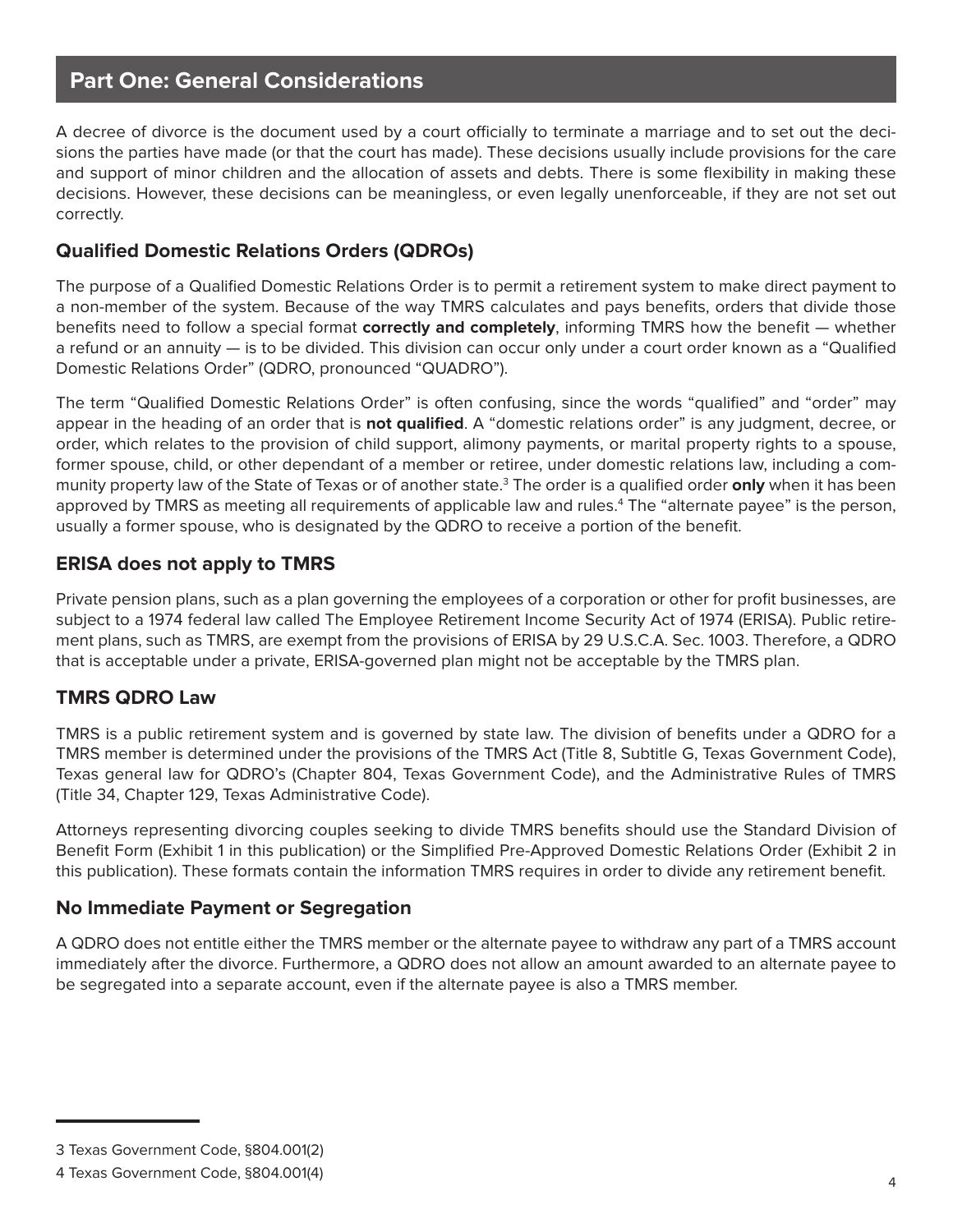## Part One: General Considerations

A decree of divorce is the document used by a court officially to terminate a marriage and to set out the decisions the parties have made (or that the court has made). These decisions usually include provisions for the care and support of minor children and the allocation of assets and debts. There is some flexibility in making these decisions. However, these decisions can be meaningless, or even legally unenforceable, if they are not set out correctly.

### Qualified Domestic Relations Orders (QDROs)

The purpose of a Qualified Domestic Relations Order is to permit a retirement system to make direct payment to a non-member of the system. Because of the way TMRS calculates and pays benefits, orders that divide those benefits need to follow a special format **correctly and completely**, informing TMRS how the benefit — whether a refund or an annuity — is to be divided. This division can occur only under a court order known as a "Qualified Domestic Relations Order" (QDRO, pronounced "QUADRO").

The term "Qualified Domestic Relations Order" is often confusing, since the words "qualified" and "order" may appear in the heading of an order that is **not qualified**. A "domestic relations order" is any judgment, decree, or order, which relates to the provision of child support, alimony payments, or marital property rights to a spouse, former spouse, child, or other dependant of a member or retiree, under domestic relations law, including a community property law of the State of Texas or of another state.[3] The order is a qualified order **only** when it has been approved by TMRS as meeting all requirements of applicable law and rules.[4] The "alternate payee" is the person, usually a former spouse, who is designated by the QDRO to receive a portion of the benefit.

### ERISA does not apply to TMRS

Private pension plans, such as a plan governing the employees of a corporation or other for profit businesses, are subject to a 1974 federal law called The Employee Retirement Income Security Act of 1974 (ERISA). Public retirement plans, such as TMRS, are exempt from the provisions of ERISA by 29 U.S.C.A. Sec. 1003. Therefore, a QDRO that is acceptable under a private, ERISA-governed plan might not be acceptable by the TMRS plan.

### TMRS QDRO Law

TMRS is a public retirement system and is governed by state law. The division of benefits under a QDRO for a TMRS member is determined under the provisions of the TMRS Act (Title 8, Subtitle G, Texas Government Code), Texas general law for QDRO's (Chapter 804, Texas Government Code), and the Administrative Rules of TMRS (Title 34, Chapter 129, Texas Administrative Code).

Attorneys representing divorcing couples seeking to divide TMRS benefits should use the Standard Division of Benefit Form (Exhibit 1 in this publication) or the Simplified Pre-Approved Domestic Relations Order (Exhibit 2 in this publication). These formats contain the information TMRS requires in order to divide any retirement benefit.

### No Immediate Payment or Segregation

A QDRO does not entitle either the TMRS member or the alternate payee to withdraw any part of a TMRS account immediately after the divorce. Furthermore, a QDRO does not allow an amount awarded to an alternate payee to be segregated into a separate account, even if the alternate payee is also a TMRS member.

---

3 Texas Government Code, §804.001(2)

4 Texas Government Code, §804.001(4)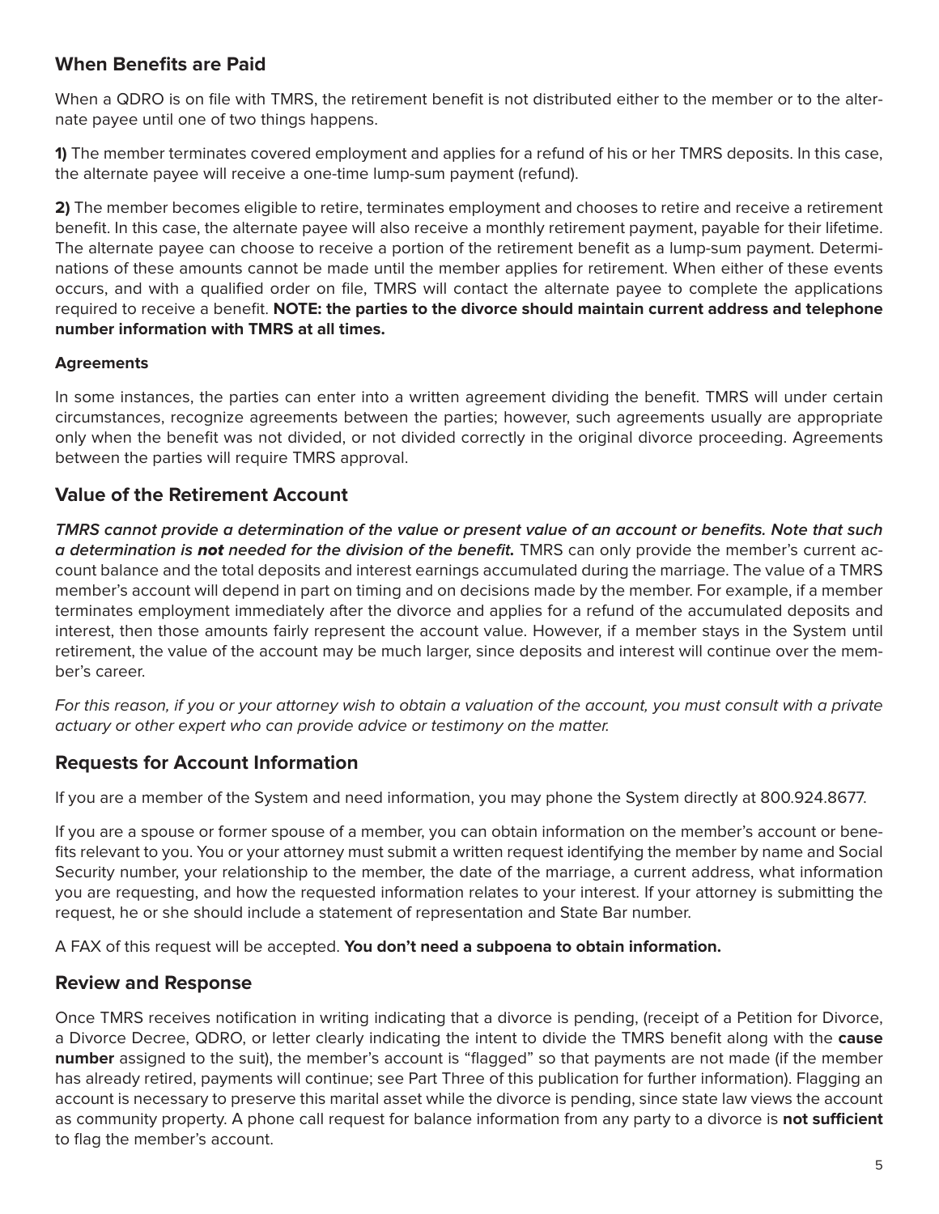## When Benefits are Paid

When a QDRO is on file with TMRS, the retirement benefit is not distributed either to the member or to the alternate payee until one of two things happens.

**1)** The member terminates covered employment and applies for a refund of his or her TMRS deposits. In this case, the alternate payee will receive a one-time lump-sum payment (refund).

**2)** The member becomes eligible to retire, terminates employment and chooses to retire and receive a retirement benefit. In this case, the alternate payee will also receive a monthly retirement payment, payable for their lifetime. The alternate payee can choose to receive a portion of the retirement benefit as a lump-sum payment. Determinations of these amounts cannot be made until the member applies for retirement. When either of these events occurs, and with a qualified order on file, TMRS will contact the alternate payee to complete the applications required to receive a benefit. **NOTE: the parties to the divorce should maintain current address and telephone number information with TMRS at all times.**

#### Agreements

In some instances, the parties can enter into a written agreement dividing the benefit. TMRS will under certain circumstances, recognize agreements between the parties; however, such agreements usually are appropriate only when the benefit was not divided, or not divided correctly in the original divorce proceeding. Agreements between the parties will require TMRS approval.

## Value of the Retirement Account

***TMRS cannot provide a determination of the value or present value of an account or benefits. Note that such a determination is not needed for the division of the benefit.*** TMRS can only provide the member's current account balance and the total deposits and interest earnings accumulated during the marriage. The value of a TMRS member's account will depend in part on timing and on decisions made by the member. For example, if a member terminates employment immediately after the divorce and applies for a refund of the accumulated deposits and interest, then those amounts fairly represent the account value. However, if a member stays in the System until retirement, the value of the account may be much larger, since deposits and interest will continue over the member's career.

*For this reason, if you or your attorney wish to obtain a valuation of the account, you must consult with a private actuary or other expert who can provide advice or testimony on the matter.*

## Requests for Account Information

If you are a member of the System and need information, you may phone the System directly at 800.924.8677.

If you are a spouse or former spouse of a member, you can obtain information on the member's account or benefits relevant to you. You or your attorney must submit a written request identifying the member by name and Social Security number, your relationship to the member, the date of the marriage, a current address, what information you are requesting, and how the requested information relates to your interest. If your attorney is submitting the request, he or she should include a statement of representation and State Bar number.

A FAX of this request will be accepted. **You don't need a subpoena to obtain information.**

## Review and Response

Once TMRS receives notification in writing indicating that a divorce is pending, (receipt of a Petition for Divorce, a Divorce Decree, QDRO, or letter clearly indicating the intent to divide the TMRS benefit along with the **cause number** assigned to the suit), the member's account is "flagged" so that payments are not made (if the member has already retired, payments will continue; see Part Three of this publication for further information). Flagging an account is necessary to preserve this marital asset while the divorce is pending, since state law views the account as community property. A phone call request for balance information from any party to a divorce is **not sufficient** to flag the member's account.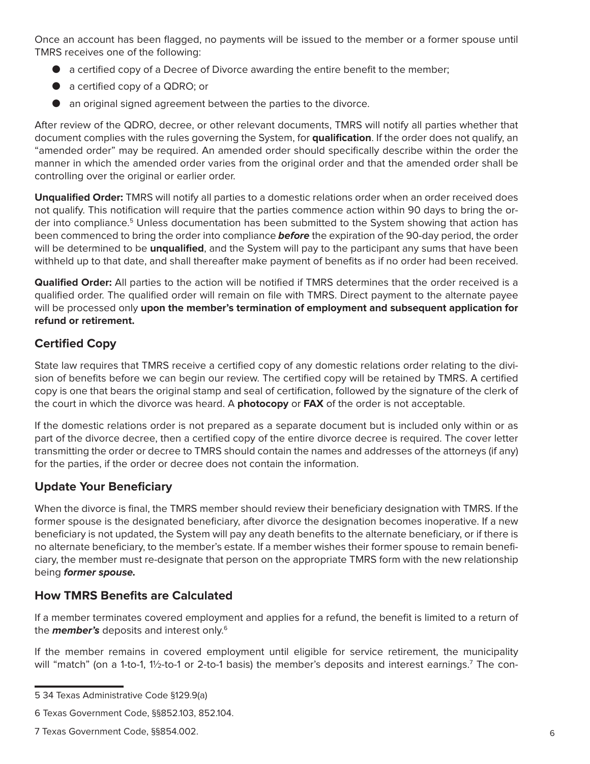Once an account has been flagged, no payments will be issued to the member or a former spouse until TMRS receives one of the following:

- a certified copy of a Decree of Divorce awarding the entire benefit to the member;
- a certified copy of a QDRO; or
- an original signed agreement between the parties to the divorce.

After review of the QDRO, decree, or other relevant documents, TMRS will notify all parties whether that document complies with the rules governing the System, for **qualification**. If the order does not qualify, an "amended order" may be required. An amended order should specifically describe within the order the manner in which the amended order varies from the original order and that the amended order shall be controlling over the original or earlier order.

**Unqualified Order:** TMRS will notify all parties to a domestic relations order when an order received does not qualify. This notification will require that the parties commence action within 90 days to bring the order into compliance.[5] Unless documentation has been submitted to the System showing that action has been commenced to bring the order into compliance ***before*** the expiration of the 90-day period, the order will be determined to be **unqualified**, and the System will pay to the participant any sums that have been withheld up to that date, and shall thereafter make payment of benefits as if no order had been received.

**Qualified Order:** All parties to the action will be notified if TMRS determines that the order received is a qualified order. The qualified order will remain on file with TMRS. Direct payment to the alternate payee will be processed only **upon the member's termination of employment and subsequent application for refund or retirement.**

## Certified Copy

State law requires that TMRS receive a certified copy of any domestic relations order relating to the division of benefits before we can begin our review. The certified copy will be retained by TMRS. A certified copy is one that bears the original stamp and seal of certification, followed by the signature of the clerk of the court in which the divorce was heard. A **photocopy** or **FAX** of the order is not acceptable.

If the domestic relations order is not prepared as a separate document but is included only within or as part of the divorce decree, then a certified copy of the entire divorce decree is required. The cover letter transmitting the order or decree to TMRS should contain the names and addresses of the attorneys (if any) for the parties, if the order or decree does not contain the information.

## Update Your Beneficiary

When the divorce is final, the TMRS member should review their beneficiary designation with TMRS. If the former spouse is the designated beneficiary, after divorce the designation becomes inoperative. If a new beneficiary is not updated, the System will pay any death benefits to the alternate beneficiary, or if there is no alternate beneficiary, to the member's estate. If a member wishes their former spouse to remain beneficiary, the member must re-designate that person on the appropriate TMRS form with the new relationship being ***former spouse.***

## How TMRS Benefits are Calculated

If a member terminates covered employment and applies for a refund, the benefit is limited to a return of the ***member's*** deposits and interest only.[6]

If the member remains in covered employment until eligible for service retirement, the municipality will "match" (on a 1-to-1, 1½-to-1 or 2-to-1 basis) the member's deposits and interest earnings.[7] The con-

---

5 34 Texas Administrative Code §129.9(a)

6 Texas Government Code, §§852.103, 852.104.

7 Texas Government Code, §§854.002.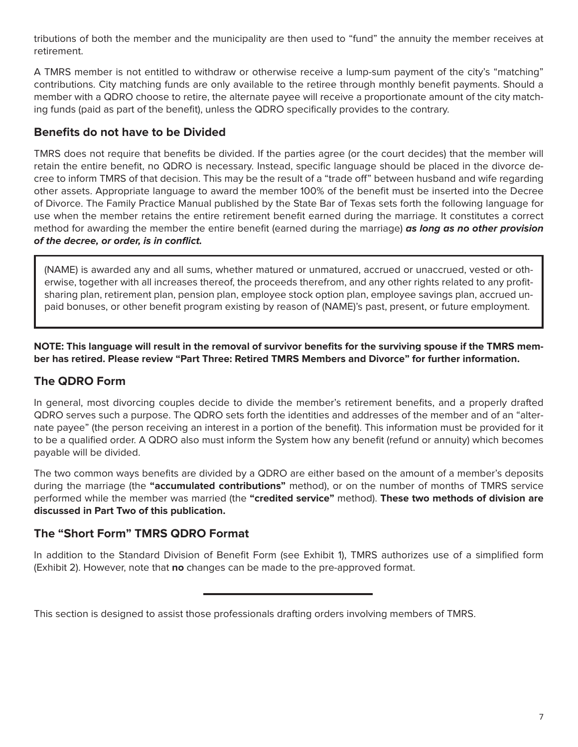tributions of both the member and the municipality are then used to "fund" the annuity the member receives at retirement.

A TMRS member is not entitled to withdraw or otherwise receive a lump-sum payment of the city's "matching" contributions. City matching funds are only available to the retiree through monthly benefit payments. Should a member with a QDRO choose to retire, the alternate payee will receive a proportionate amount of the city matching funds (paid as part of the benefit), unless the QDRO specifically provides to the contrary.

### Benefits do not have to be Divided

TMRS does not require that benefits be divided. If the parties agree (or the court decides) that the member will retain the entire benefit, no QDRO is necessary. Instead, specific language should be placed in the divorce decree to inform TMRS of that decision. This may be the result of a "trade off" between husband and wife regarding other assets. Appropriate language to award the member 100% of the benefit must be inserted into the Decree of Divorce. The Family Practice Manual published by the State Bar of Texas sets forth the following language for use when the member retains the entire retirement benefit earned during the marriage. It constitutes a correct method for awarding the member the entire benefit (earned during the marriage) ***as long as no other provision of the decree, or order, is in conflict.***

> (NAME) is awarded any and all sums, whether matured or unmatured, accrued or unaccrued, vested or otherwise, together with all increases thereof, the proceeds therefrom, and any other rights related to any profit-sharing plan, retirement plan, pension plan, employee stock option plan, employee savings plan, accrued unpaid bonuses, or other benefit program existing by reason of (NAME)'s past, present, or future employment.

**NOTE: This language will result in the removal of survivor benefits for the surviving spouse if the TMRS member has retired. Please review "Part Three: Retired TMRS Members and Divorce" for further information.**

### The QDRO Form

In general, most divorcing couples decide to divide the member's retirement benefits, and a properly drafted QDRO serves such a purpose. The QDRO sets forth the identities and addresses of the member and of an "alternate payee" (the person receiving an interest in a portion of the benefit). This information must be provided for it to be a qualified order. A QDRO also must inform the System how any benefit (refund or annuity) which becomes payable will be divided.

The two common ways benefits are divided by a QDRO are either based on the amount of a member's deposits during the marriage (the **"accumulated contributions"** method), or on the number of months of TMRS service performed while the member was married (the **"credited service"** method). **These two methods of division are discussed in Part Two of this publication.**

### The "Short Form" TMRS QDRO Format

In addition to the Standard Division of Benefit Form (see Exhibit 1), TMRS authorizes use of a simplified form (Exhibit 2). However, note that **no** changes can be made to the pre-approved format.

---

This section is designed to assist those professionals drafting orders involving members of TMRS.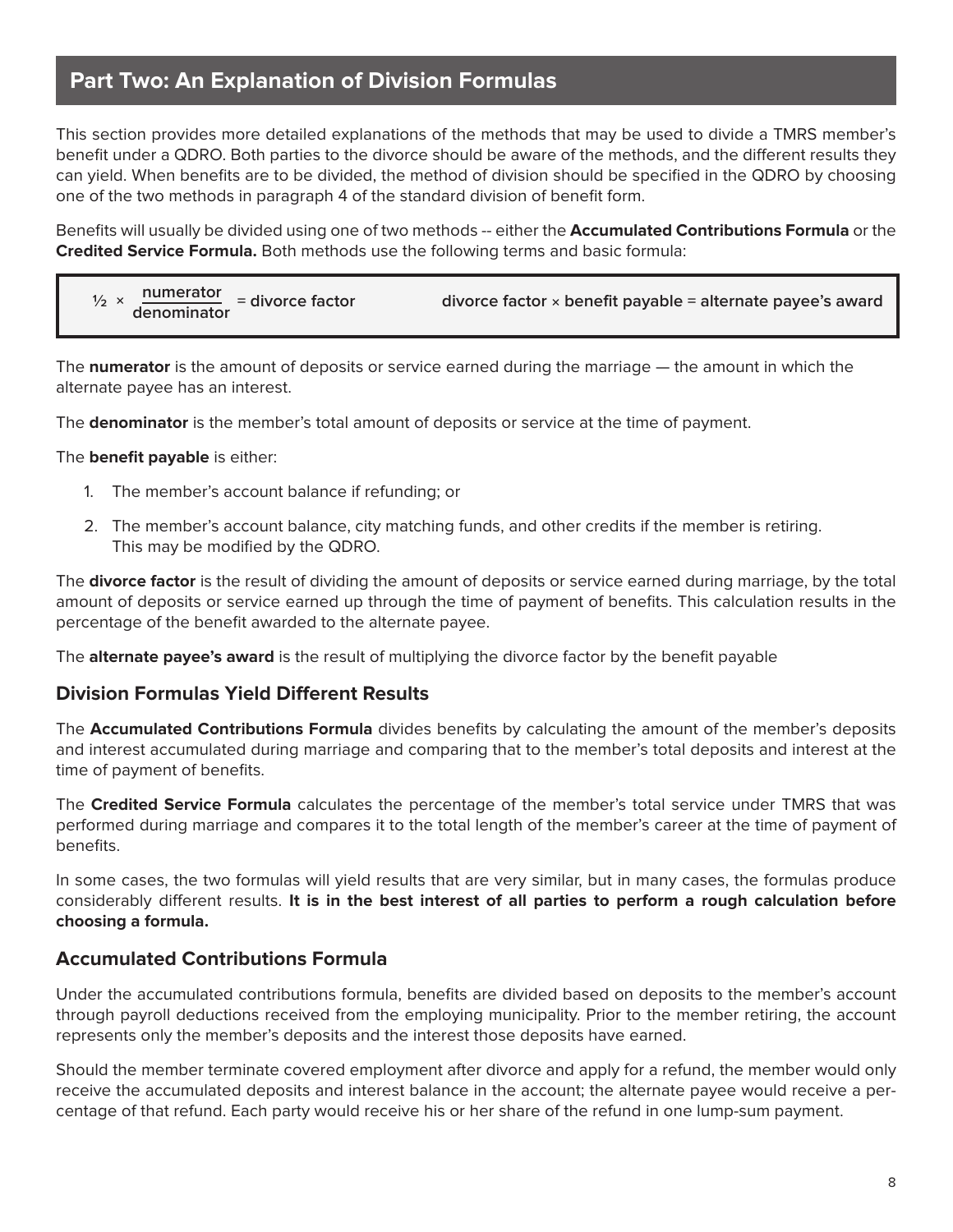## Part Two: An Explanation of Division Formulas

This section provides more detailed explanations of the methods that may be used to divide a TMRS member's benefit under a QDRO. Both parties to the divorce should be aware of the methods, and the different results they can yield. When benefits are to be divided, the method of division should be specified in the QDRO by choosing one of the two methods in paragraph 4 of the standard division of benefit form.

Benefits will usually be divided using one of two methods -- either the **Accumulated Contributions Formula** or the **Credited Service Formula.** Both methods use the following terms and basic formula:

$$\frac{1}{2} \times \frac{\text{numerator}}{\text{denominator}} = \textbf{divorce factor} \qquad \textbf{divorce factor} \times \textbf{benefit payable} = \textbf{alternate payee's award}$$

The **numerator** is the amount of deposits or service earned during the marriage — the amount in which the alternate payee has an interest.

The **denominator** is the member's total amount of deposits or service at the time of payment.

The **benefit payable** is either:

1. The member's account balance if refunding; or
2. The member's account balance, city matching funds, and other credits if the member is retiring. This may be modified by the QDRO.

The **divorce factor** is the result of dividing the amount of deposits or service earned during marriage, by the total amount of deposits or service earned up through the time of payment of benefits. This calculation results in the percentage of the benefit awarded to the alternate payee.

The **alternate payee's award** is the result of multiplying the divorce factor by the benefit payable

### Division Formulas Yield Different Results

The **Accumulated Contributions Formula** divides benefits by calculating the amount of the member's deposits and interest accumulated during marriage and comparing that to the member's total deposits and interest at the time of payment of benefits.

The **Credited Service Formula** calculates the percentage of the member's total service under TMRS that was performed during marriage and compares it to the total length of the member's career at the time of payment of benefits.

In some cases, the two formulas will yield results that are very similar, but in many cases, the formulas produce considerably different results. **It is in the best interest of all parties to perform a rough calculation before choosing a formula.**

### Accumulated Contributions Formula

Under the accumulated contributions formula, benefits are divided based on deposits to the member's account through payroll deductions received from the employing municipality. Prior to the member retiring, the account represents only the member's deposits and the interest those deposits have earned.

Should the member terminate covered employment after divorce and apply for a refund, the member would only receive the accumulated deposits and interest balance in the account; the alternate payee would receive a percentage of that refund. Each party would receive his or her share of the refund in one lump-sum payment.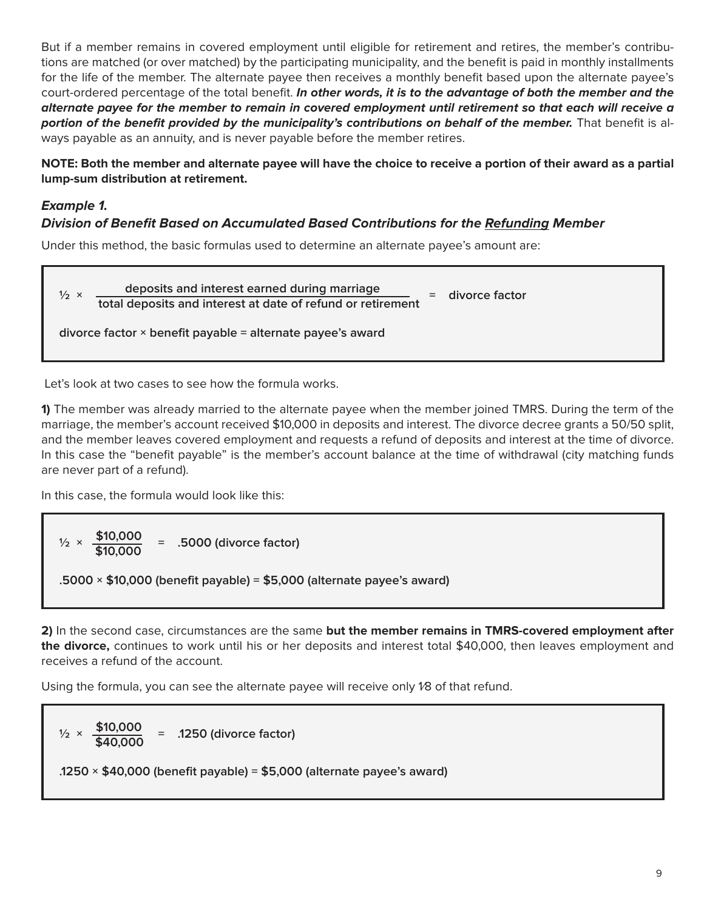But if a member remains in covered employment until eligible for retirement and retires, the member's contributions are matched (or over matched) by the participating municipality, and the benefit is paid in monthly installments for the life of the member. The alternate payee then receives a monthly benefit based upon the alternate payee's court-ordered percentage of the total benefit. ***In other words, it is to the advantage of both the member and the alternate payee for the member to remain in covered employment until retirement so that each will receive a portion of the benefit provided by the municipality's contributions on behalf of the member.*** That benefit is always payable as an annuity, and is never payable before the member retires.

**NOTE: Both the member and alternate payee will have the choice to receive a portion of their award as a partial lump-sum distribution at retirement.**

### *Example 1.*
### *Division of Benefit Based on Accumulated Based Contributions for the <u>Refunding</u> Member*

Under this method, the basic formulas used to determine an alternate payee's amount are:

$$\frac{1}{2} \times \frac{\text{deposits and interest earned during marriage}}{\text{total deposits and interest at date of refund or retirement}} = \text{divorce factor}$$

**divorce factor × benefit payable = alternate payee's award**

Let's look at two cases to see how the formula works.

**1)** The member was already married to the alternate payee when the member joined TMRS. During the term of the marriage, the member's account received $10,000 in deposits and interest. The divorce decree grants a 50/50 split, and the member leaves covered employment and requests a refund of deposits and interest at the time of divorce. In this case the "benefit payable" is the member's account balance at the time of withdrawal (city matching funds are never part of a refund).

In this case, the formula would look like this:

$$\frac{1}{2} \times \frac{\$10{,}000}{\$10{,}000} = .5000 \text{ (divorce factor)}$$

**.5000 × $10,000 (benefit payable) = $5,000 (alternate payee's award)**

**2)** In the second case, circumstances are the same **but the member remains in TMRS-covered employment after the divorce,** continues to work until his or her deposits and interest total $40,000, then leaves employment and receives a refund of the account.

Using the formula, you can see the alternate payee will receive only 1⁄8 of that refund.

$$\frac{1}{2} \times \frac{\$10{,}000}{\$40{,}000} = .1250 \text{ (divorce factor)}$$

**.1250 × $40,000 (benefit payable) = $5,000 (alternate payee's award)**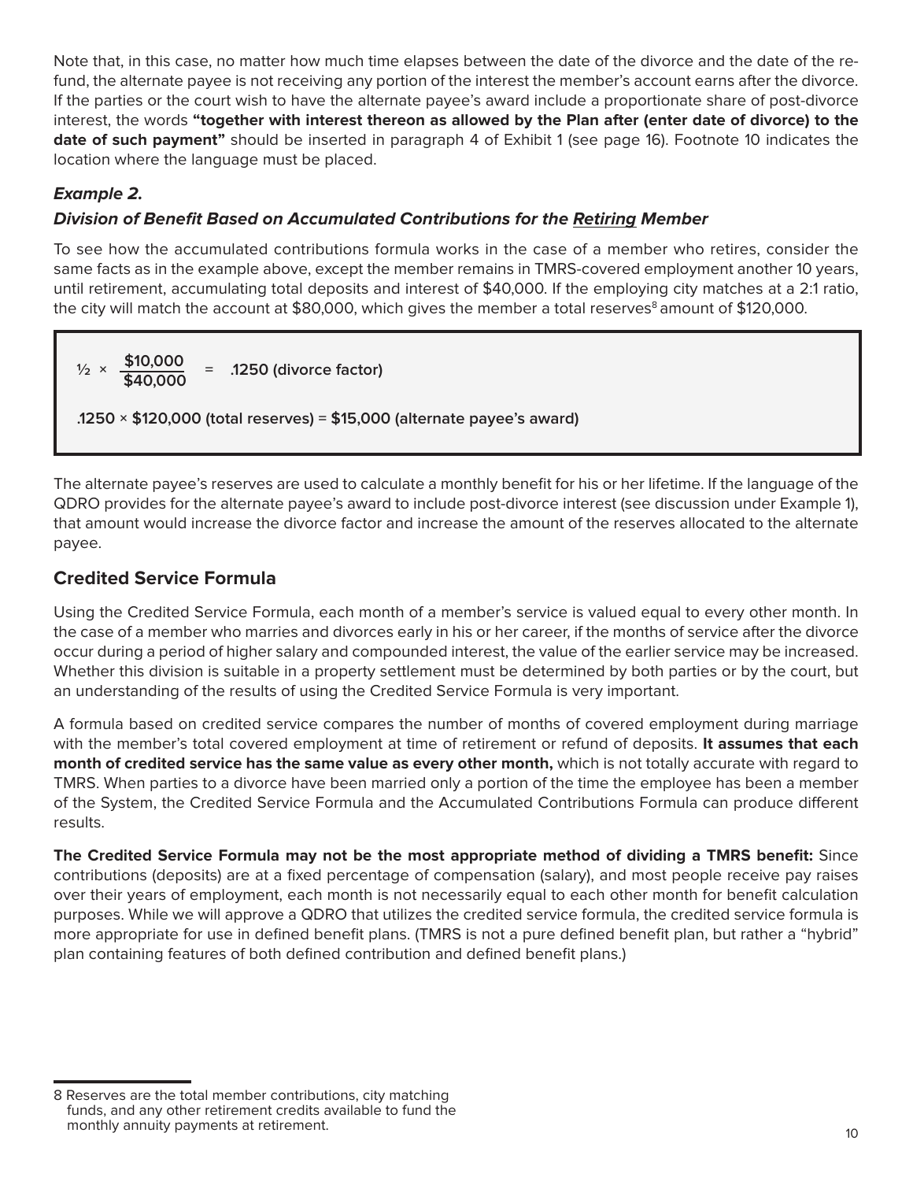Note that, in this case, no matter how much time elapses between the date of the divorce and the date of the refund, the alternate payee is not receiving any portion of the interest the member's account earns after the divorce. If the parties or the court wish to have the alternate payee's award include a proportionate share of post-divorce interest, the words **"together with interest thereon as allowed by the Plan after (enter date of divorce) to the date of such payment"** should be inserted in paragraph 4 of Exhibit 1 (see page 16). Footnote 10 indicates the location where the language must be placed.

### *Example 2.*

### *Division of Benefit Based on Accumulated Contributions for the* ***Retiring*** *Member*

To see how the accumulated contributions formula works in the case of a member who retires, consider the same facts as in the example above, except the member remains in TMRS-covered employment another 10 years, until retirement, accumulating total deposits and interest of $40,000. If the employing city matches at a 2:1 ratio, the city will match the account at $80,000, which gives the member a total reserves[8] amount of $120,000.

$$\frac{1}{2} \times \frac{\$10{,}000}{\$40{,}000} = .1250 \text{ (divorce factor)}$$

**.1250 × $120,000 (total reserves) = $15,000 (alternate payee's award)**

The alternate payee's reserves are used to calculate a monthly benefit for his or her lifetime. If the language of the QDRO provides for the alternate payee's award to include post-divorce interest (see discussion under Example 1), that amount would increase the divorce factor and increase the amount of the reserves allocated to the alternate payee.

## Credited Service Formula

Using the Credited Service Formula, each month of a member's service is valued equal to every other month. In the case of a member who marries and divorces early in his or her career, if the months of service after the divorce occur during a period of higher salary and compounded interest, the value of the earlier service may be increased. Whether this division is suitable in a property settlement must be determined by both parties or by the court, but an understanding of the results of using the Credited Service Formula is very important.

A formula based on credited service compares the number of months of covered employment during marriage with the member's total covered employment at time of retirement or refund of deposits. **It assumes that each month of credited service has the same value as every other month,** which is not totally accurate with regard to TMRS. When parties to a divorce have been married only a portion of the time the employee has been a member of the System, the Credited Service Formula and the Accumulated Contributions Formula can produce different results.

**The Credited Service Formula may not be the most appropriate method of dividing a TMRS benefit:** Since contributions (deposits) are at a fixed percentage of compensation (salary), and most people receive pay raises over their years of employment, each month is not necessarily equal to each other month for benefit calculation purposes. While we will approve a QDRO that utilizes the credited service formula, the credited service formula is more appropriate for use in defined benefit plans. (TMRS is not a pure defined benefit plan, but rather a "hybrid" plan containing features of both defined contribution and defined benefit plans.)

---

8 Reserves are the total member contributions, city matching funds, and any other retirement credits available to fund the monthly annuity payments at retirement.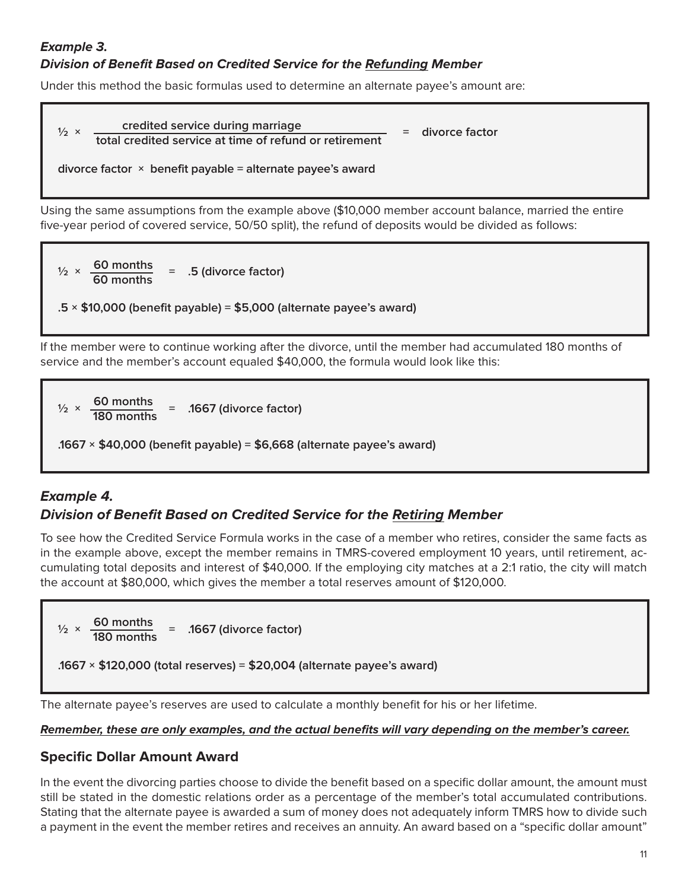### *Example 3.*
### *Division of Benefit Based on Credited Service for the <u>Refunding</u> Member*

Under this method the basic formulas used to determine an alternate payee's amount are:

$$\frac{1}{2} \times \frac{\text{credited service during marriage}}{\text{total credited service at time of refund or retirement}} = \text{divorce factor}$$

**divorce factor × benefit payable = alternate payee's award**

Using the same assumptions from the example above ($10,000 member account balance, married the entire five-year period of covered service, 50/50 split), the refund of deposits would be divided as follows:

$$\frac{1}{2} \times \frac{60 \text{ months}}{60 \text{ months}} = .5 \text{ (divorce factor)}$$

**.5 × $10,000 (benefit payable) = $5,000 (alternate payee's award)**

If the member were to continue working after the divorce, until the member had accumulated 180 months of service and the member's account equaled $40,000, the formula would look like this:

$$\frac{1}{2} \times \frac{60 \text{ months}}{180 \text{ months}} = .1667 \text{ (divorce factor)}$$

**.1667 × $40,000 (benefit payable) = $6,668 (alternate payee's award)**

### *Example 4.*
### *Division of Benefit Based on Credited Service for the <u>Retiring</u> Member*

To see how the Credited Service Formula works in the case of a member who retires, consider the same facts as in the example above, except the member remains in TMRS-covered employment 10 years, until retirement, accumulating total deposits and interest of $40,000. If the employing city matches at a 2:1 ratio, the city will match the account at $80,000, which gives the member a total reserves amount of $120,000.

$$\frac{1}{2} \times \frac{60 \text{ months}}{180 \text{ months}} = .1667 \text{ (divorce factor)}$$

**.1667 × $120,000 (total reserves) = $20,004 (alternate payee's award)**

The alternate payee's reserves are used to calculate a monthly benefit for his or her lifetime.

***<u>Remember, these are only examples, and the actual benefits will vary depending on the member's career.</u>***

## Specific Dollar Amount Award

In the event the divorcing parties choose to divide the benefit based on a specific dollar amount, the amount must still be stated in the domestic relations order as a percentage of the member's total accumulated contributions. Stating that the alternate payee is awarded a sum of money does not adequately inform TMRS how to divide such a payment in the event the member retires and receives an annuity. An award based on a "specific dollar amount"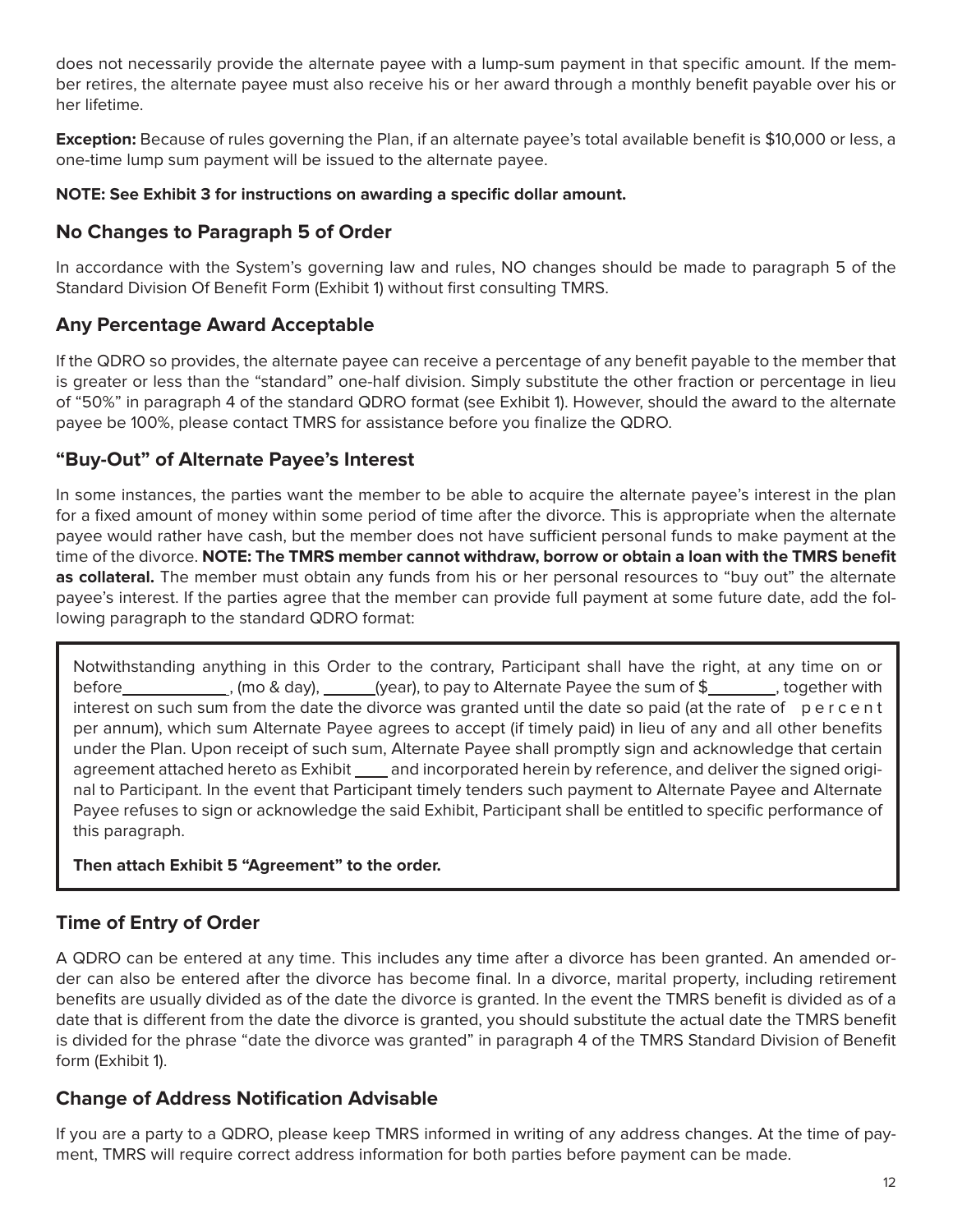does not necessarily provide the alternate payee with a lump-sum payment in that specific amount. If the member retires, the alternate payee must also receive his or her award through a monthly benefit payable over his or her lifetime.

**Exception:** Because of rules governing the Plan, if an alternate payee's total available benefit is $10,000 or less, a one-time lump sum payment will be issued to the alternate payee.

**NOTE: See Exhibit 3 for instructions on awarding a specific dollar amount.**

## No Changes to Paragraph 5 of Order

In accordance with the System's governing law and rules, NO changes should be made to paragraph 5 of the Standard Division Of Benefit Form (Exhibit 1) without first consulting TMRS.

## Any Percentage Award Acceptable

If the QDRO so provides, the alternate payee can receive a percentage of any benefit payable to the member that is greater or less than the "standard" one-half division. Simply substitute the other fraction or percentage in lieu of "50%" in paragraph 4 of the standard QDRO format (see Exhibit 1). However, should the award to the alternate payee be 100%, please contact TMRS for assistance before you finalize the QDRO.

## "Buy-Out" of Alternate Payee's Interest

In some instances, the parties want the member to be able to acquire the alternate payee's interest in the plan for a fixed amount of money within some period of time after the divorce. This is appropriate when the alternate payee would rather have cash, but the member does not have sufficient personal funds to make payment at the time of the divorce. **NOTE: The TMRS member cannot withdraw, borrow or obtain a loan with the TMRS benefit as collateral.** The member must obtain any funds from his or her personal resources to "buy out" the alternate payee's interest. If the parties agree that the member can provide full payment at some future date, add the following paragraph to the standard QDRO format:

> Notwithstanding anything in this Order to the contrary, Participant shall have the right, at any time on or before\_\_\_\_\_\_\_\_\_\_\_\_, (mo & day), \_\_\_\_\_\_(year), to pay to Alternate Payee the sum of $\_\_\_\_\_\_\_\_, together with interest on such sum from the date the divorce was granted until the date so paid (at the rate of percent per annum), which sum Alternate Payee agrees to accept (if timely paid) in lieu of any and all other benefits under the Plan. Upon receipt of such sum, Alternate Payee shall promptly sign and acknowledge that certain agreement attached hereto as Exhibit \_\_\_\_ and incorporated herein by reference, and deliver the signed original to Participant. In the event that Participant timely tenders such payment to Alternate Payee and Alternate Payee refuses to sign or acknowledge the said Exhibit, Participant shall be entitled to specific performance of this paragraph.
>
> **Then attach Exhibit 5 "Agreement" to the order.**

## Time of Entry of Order

A QDRO can be entered at any time. This includes any time after a divorce has been granted. An amended order can also be entered after the divorce has become final. In a divorce, marital property, including retirement benefits are usually divided as of the date the divorce is granted. In the event the TMRS benefit is divided as of a date that is different from the date the divorce is granted, you should substitute the actual date the TMRS benefit is divided for the phrase "date the divorce was granted" in paragraph 4 of the TMRS Standard Division of Benefit form (Exhibit 1).

## Change of Address Notification Advisable

If you are a party to a QDRO, please keep TMRS informed in writing of any address changes. At the time of payment, TMRS will require correct address information for both parties before payment can be made.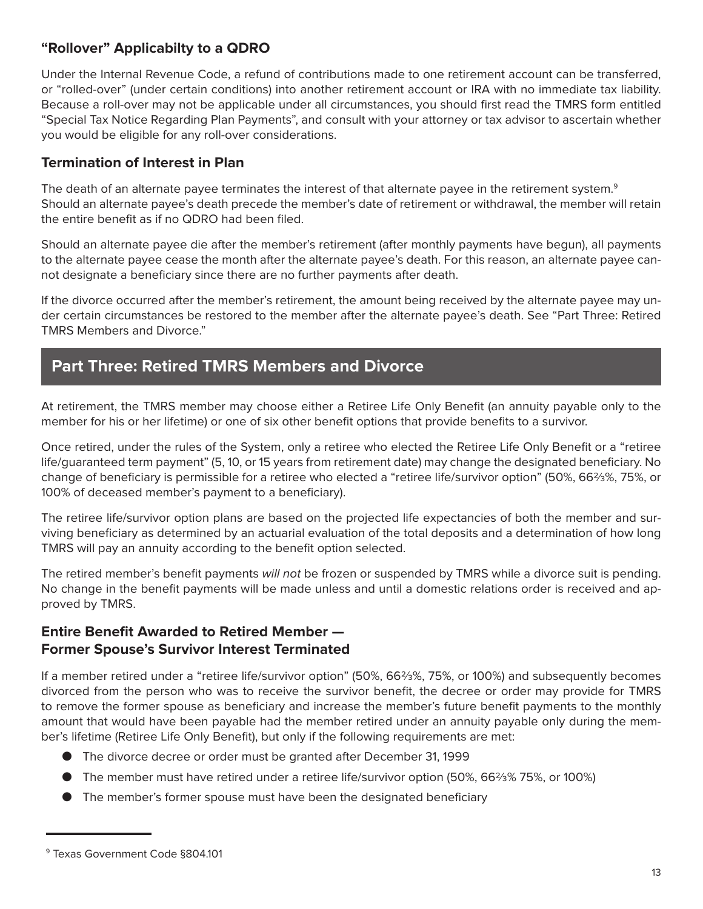### "Rollover" Applicabilty to a QDRO

Under the Internal Revenue Code, a refund of contributions made to one retirement account can be transferred, or "rolled-over" (under certain conditions) into another retirement account or IRA with no immediate tax liability. Because a roll-over may not be applicable under all circumstances, you should first read the TMRS form entitled "Special Tax Notice Regarding Plan Payments", and consult with your attorney or tax advisor to ascertain whether you would be eligible for any roll-over considerations.

### Termination of Interest in Plan

The death of an alternate payee terminates the interest of that alternate payee in the retirement system.[9] Should an alternate payee's death precede the member's date of retirement or withdrawal, the member will retain the entire benefit as if no QDRO had been filed.

Should an alternate payee die after the member's retirement (after monthly payments have begun), all payments to the alternate payee cease the month after the alternate payee's death. For this reason, an alternate payee cannot designate a beneficiary since there are no further payments after death.

If the divorce occurred after the member's retirement, the amount being received by the alternate payee may under certain circumstances be restored to the member after the alternate payee's death. See "Part Three: Retired TMRS Members and Divorce."

## Part Three: Retired TMRS Members and Divorce

At retirement, the TMRS member may choose either a Retiree Life Only Benefit (an annuity payable only to the member for his or her lifetime) or one of six other benefit options that provide benefits to a survivor.

Once retired, under the rules of the System, only a retiree who elected the Retiree Life Only Benefit or a "retiree life/guaranteed term payment" (5, 10, or 15 years from retirement date) may change the designated beneficiary. No change of beneficiary is permissible for a retiree who elected a "retiree life/survivor option" (50%, 66⅔%, 75%, or 100% of deceased member's payment to a beneficiary).

The retiree life/survivor option plans are based on the projected life expectancies of both the member and surviving beneficiary as determined by an actuarial evaluation of the total deposits and a determination of how long TMRS will pay an annuity according to the benefit option selected.

The retired member's benefit payments *will not* be frozen or suspended by TMRS while a divorce suit is pending. No change in the benefit payments will be made unless and until a domestic relations order is received and approved by TMRS.

### Entire Benefit Awarded to Retired Member — Former Spouse's Survivor Interest Terminated

If a member retired under a "retiree life/survivor option" (50%, 66⅔%, 75%, or 100%) and subsequently becomes divorced from the person who was to receive the survivor benefit, the decree or order may provide for TMRS to remove the former spouse as beneficiary and increase the member's future benefit payments to the monthly amount that would have been payable had the member retired under an annuity payable only during the member's lifetime (Retiree Life Only Benefit), but only if the following requirements are met:

- The divorce decree or order must be granted after December 31, 1999
- The member must have retired under a retiree life/survivor option (50%, 66⅔% 75%, or 100%)
- The member's former spouse must have been the designated beneficiary

[9] Texas Government Code §804.101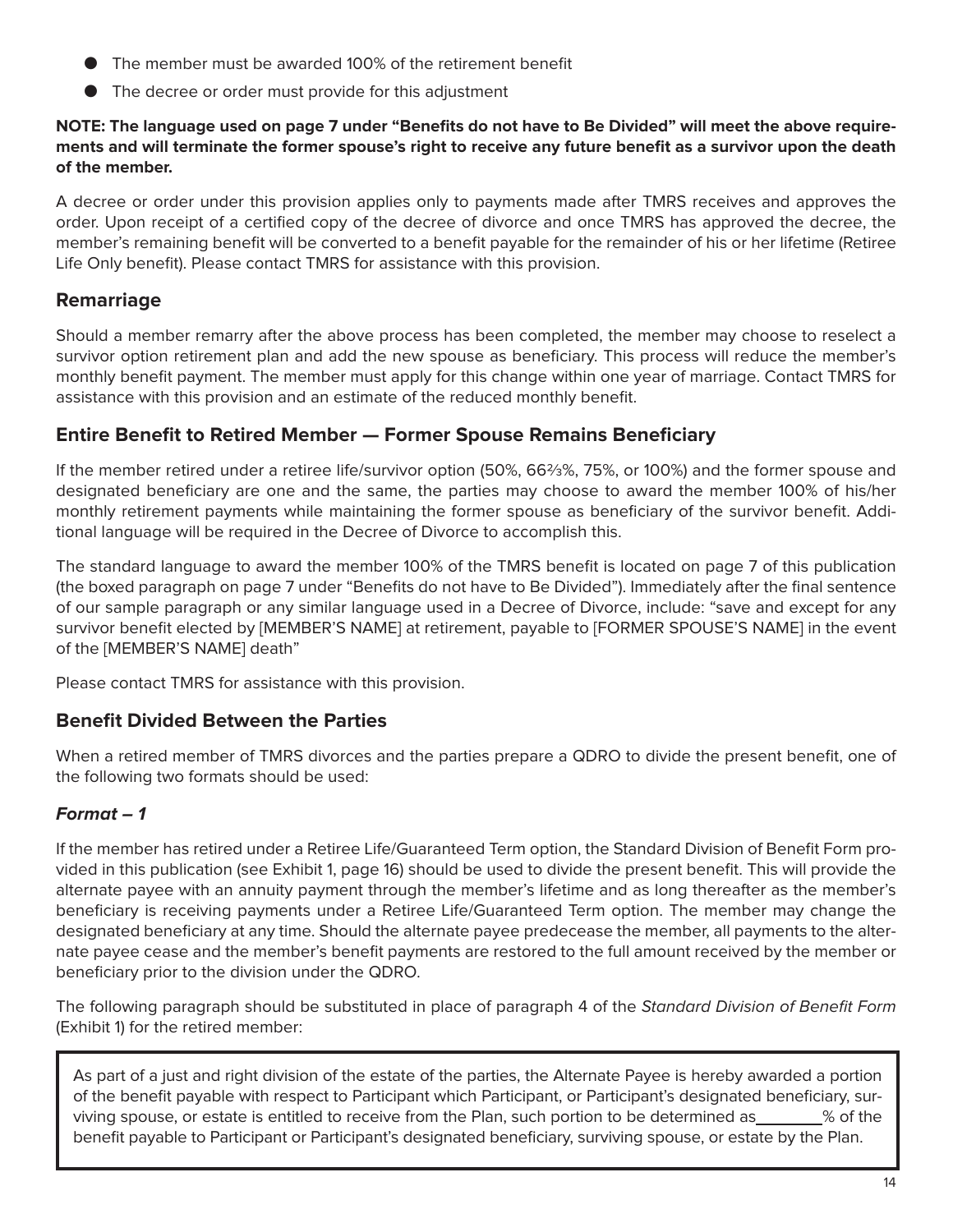- The member must be awarded 100% of the retirement benefit
- The decree or order must provide for this adjustment

**NOTE: The language used on page 7 under "Benefits do not have to Be Divided" will meet the above requirements and will terminate the former spouse's right to receive any future benefit as a survivor upon the death of the member.**

A decree or order under this provision applies only to payments made after TMRS receives and approves the order. Upon receipt of a certified copy of the decree of divorce and once TMRS has approved the decree, the member's remaining benefit will be converted to a benefit payable for the remainder of his or her lifetime (Retiree Life Only benefit). Please contact TMRS for assistance with this provision.

## Remarriage

Should a member remarry after the above process has been completed, the member may choose to reselect a survivor option retirement plan and add the new spouse as beneficiary. This process will reduce the member's monthly benefit payment. The member must apply for this change within one year of marriage. Contact TMRS for assistance with this provision and an estimate of the reduced monthly benefit.

## Entire Benefit to Retired Member — Former Spouse Remains Beneficiary

If the member retired under a retiree life/survivor option (50%, 66⅔%, 75%, or 100%) and the former spouse and designated beneficiary are one and the same, the parties may choose to award the member 100% of his/her monthly retirement payments while maintaining the former spouse as beneficiary of the survivor benefit. Additional language will be required in the Decree of Divorce to accomplish this.

The standard language to award the member 100% of the TMRS benefit is located on page 7 of this publication (the boxed paragraph on page 7 under "Benefits do not have to Be Divided"). Immediately after the final sentence of our sample paragraph or any similar language used in a Decree of Divorce, include: "save and except for any survivor benefit elected by [MEMBER'S NAME] at retirement, payable to [FORMER SPOUSE'S NAME] in the event of the [MEMBER'S NAME] death"

Please contact TMRS for assistance with this provision.

## Benefit Divided Between the Parties

When a retired member of TMRS divorces and the parties prepare a QDRO to divide the present benefit, one of the following two formats should be used:

### *Format – 1*

If the member has retired under a Retiree Life/Guaranteed Term option, the Standard Division of Benefit Form provided in this publication (see Exhibit 1, page 16) should be used to divide the present benefit. This will provide the alternate payee with an annuity payment through the member's lifetime and as long thereafter as the member's beneficiary is receiving payments under a Retiree Life/Guaranteed Term option. The member may change the designated beneficiary at any time. Should the alternate payee predecease the member, all payments to the alternate payee cease and the member's benefit payments are restored to the full amount received by the member or beneficiary prior to the division under the QDRO.

The following paragraph should be substituted in place of paragraph 4 of the *Standard Division of Benefit Form* (Exhibit 1) for the retired member:

> As part of a just and right division of the estate of the parties, the Alternate Payee is hereby awarded a portion of the benefit payable with respect to Participant which Participant, or Participant's designated beneficiary, surviving spouse, or estate is entitled to receive from the Plan, such portion to be determined as________% of the benefit payable to Participant or Participant's designated beneficiary, surviving spouse, or estate by the Plan.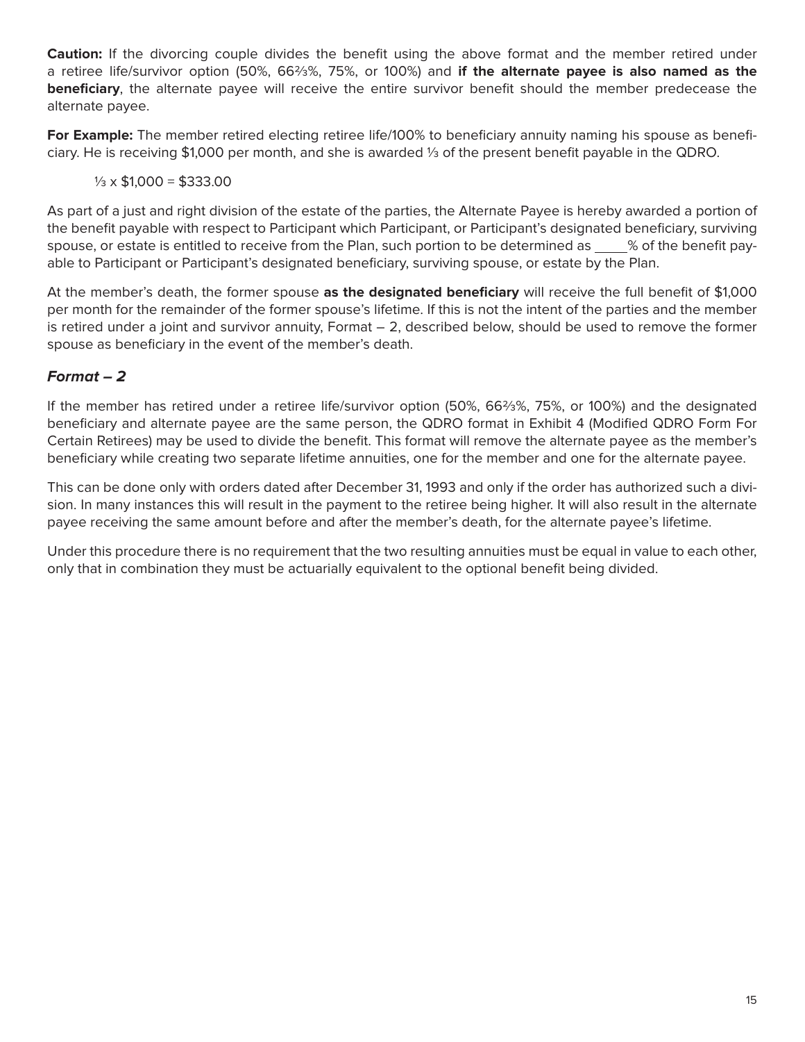**Caution:** If the divorcing couple divides the benefit using the above format and the member retired under a retiree life/survivor option (50%, 66⅔%, 75%, or 100%) and **if the alternate payee is also named as the beneficiary**, the alternate payee will receive the entire survivor benefit should the member predecease the alternate payee.

**For Example:** The member retired electing retiree life/100% to beneficiary annuity naming his spouse as beneficiary. He is receiving $1,000 per month, and she is awarded ⅓ of the present benefit payable in the QDRO.

⅓ x $1,000 = $333.00

As part of a just and right division of the estate of the parties, the Alternate Payee is hereby awarded a portion of the benefit payable with respect to Participant which Participant, or Participant's designated beneficiary, surviving spouse, or estate is entitled to receive from the Plan, such portion to be determined as ____% of the benefit payable to Participant or Participant's designated beneficiary, surviving spouse, or estate by the Plan.

At the member's death, the former spouse **as the designated beneficiary** will receive the full benefit of $1,000 per month for the remainder of the former spouse's lifetime. If this is not the intent of the parties and the member is retired under a joint and survivor annuity, Format – 2, described below, should be used to remove the former spouse as beneficiary in the event of the member's death.

### *Format – 2*

If the member has retired under a retiree life/survivor option (50%, 66⅔%, 75%, or 100%) and the designated beneficiary and alternate payee are the same person, the QDRO format in Exhibit 4 (Modified QDRO Form For Certain Retirees) may be used to divide the benefit. This format will remove the alternate payee as the member's beneficiary while creating two separate lifetime annuities, one for the member and one for the alternate payee.

This can be done only with orders dated after December 31, 1993 and only if the order has authorized such a division. In many instances this will result in the payment to the retiree being higher. It will also result in the alternate payee receiving the same amount before and after the member's death, for the alternate payee's lifetime.

Under this procedure there is no requirement that the two resulting annuities must be equal in value to each other, only that in combination they must be actuarially equivalent to the optional benefit being divided.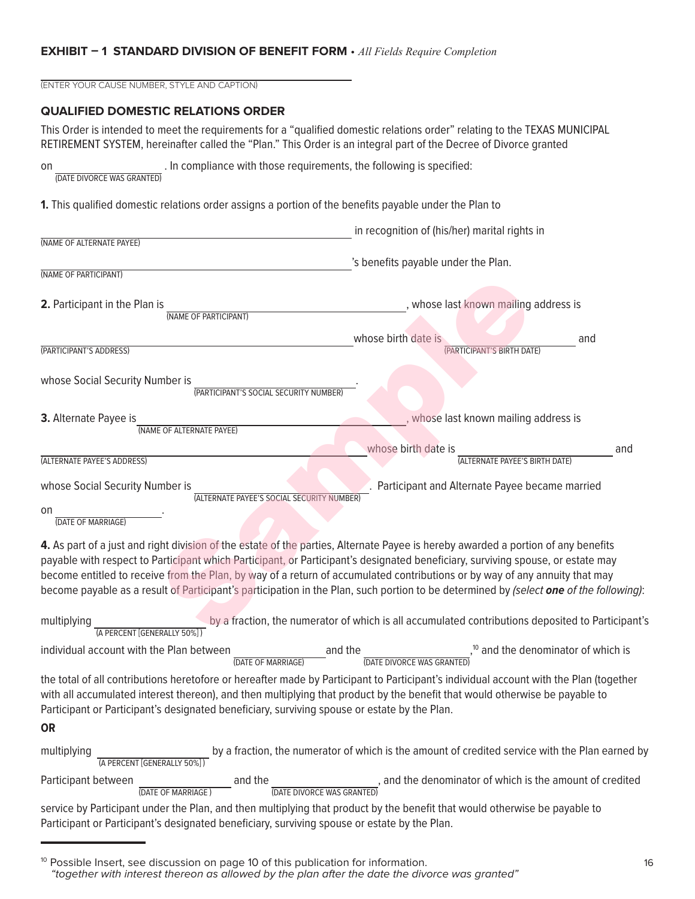**EXHIBIT – 1 STANDARD DIVISION OF BENEFIT FORM** • *All Fields Require Completion*

\_\_\_\_\_\_\_\_\_\_\_\_\_\_\_\_\_\_\_\_\_\_\_\_\_\_\_\_\_\_\_\_\_\_\_\_\_\_\_\_\_\_\_\_
(ENTER YOUR CAUSE NUMBER, STYLE AND CAPTION)

**QUALIFIED DOMESTIC RELATIONS ORDER**

This Order is intended to meet the requirements for a "qualified domestic relations order" relating to the TEXAS MUNICIPAL RETIREMENT SYSTEM, hereinafter called the "Plan." This Order is an integral part of the Decree of Divorce granted

on \_\_\_\_\_\_\_\_\_\_\_\_\_\_\_\_\_\_\_\_ (DATE DIVORCE WAS GRANTED). In compliance with those requirements, the following is specified:

**1.** This qualified domestic relations order assigns a portion of the benefits payable under the Plan to

\_\_\_\_\_\_\_\_\_\_\_\_\_\_\_\_\_\_\_\_\_\_\_\_\_\_\_\_\_\_\_\_\_\_\_\_\_\_\_\_ (NAME OF ALTERNATE PAYEE) in recognition of (his/her) marital rights in

\_\_\_\_\_\_\_\_\_\_\_\_\_\_\_\_\_\_\_\_\_\_\_\_\_\_\_\_\_\_\_\_\_\_\_\_\_\_\_\_ (NAME OF PARTICIPANT)'s benefits payable under the Plan.

**2.** Participant in the Plan is \_\_\_\_\_\_\_\_\_\_\_\_\_\_\_\_\_\_\_\_\_\_\_\_\_\_\_\_\_\_ (NAME OF PARTICIPANT), whose last known mailing address is

\_\_\_\_\_\_\_\_\_\_\_\_\_\_\_\_\_\_\_\_\_\_\_\_\_\_\_\_\_\_\_\_\_\_\_\_\_\_\_\_ (PARTICIPANT'S ADDRESS) whose birth date is \_\_\_\_\_\_\_\_\_\_\_\_\_\_\_\_\_\_\_\_ (PARTICIPANT'S BIRTH DATE) and

whose Social Security Number is \_\_\_\_\_\_\_\_\_\_\_\_\_\_\_\_\_\_\_\_\_\_\_\_ (PARTICIPANT'S SOCIAL SECURITY NUMBER).

**3.** Alternate Payee is \_\_\_\_\_\_\_\_\_\_\_\_\_\_\_\_\_\_\_\_\_\_\_\_\_\_\_\_\_\_ (NAME OF ALTERNATE PAYEE), whose last known mailing address is

\_\_\_\_\_\_\_\_\_\_\_\_\_\_\_\_\_\_\_\_\_\_\_\_\_\_\_\_\_\_\_\_\_\_\_\_\_\_\_\_ (ALTERNATE PAYEE'S ADDRESS) whose birth date is \_\_\_\_\_\_\_\_\_\_\_\_\_\_\_\_\_\_\_\_ (ALTERNATE PAYEE'S BIRTH DATE) and

whose Social Security Number is \_\_\_\_\_\_\_\_\_\_\_\_\_\_\_\_\_\_\_\_\_\_\_\_ (ALTERNATE PAYEE'S SOCIAL SECURITY NUMBER). Participant and Alternate Payee became married

on \_\_\_\_\_\_\_\_\_\_\_\_\_\_\_\_\_\_\_\_ (DATE OF MARRIAGE).

**4.** As part of a just and right division of the estate of the parties, Alternate Payee is hereby awarded a portion of any benefits payable with respect to Participant which Participant, or Participant's designated beneficiary, surviving spouse, or estate may become entitled to receive from the Plan, by way of a return of accumulated contributions or by way of any annuity that may become payable as a result of Participant's participation in the Plan, such portion to be determined by *(select* ***one*** *of the following)*:

multiplying \_\_\_\_\_\_\_\_\_\_\_\_\_\_\_\_\_\_\_\_ (A PERCENT [GENERALLY 50%]) by a fraction, the numerator of which is all accumulated contributions deposited to Participant's individual account with the Plan between \_\_\_\_\_\_\_\_\_\_\_\_\_\_\_\_\_\_\_\_ (DATE OF MARRIAGE) and the \_\_\_\_\_\_\_\_\_\_\_\_\_\_\_\_\_\_\_\_ (DATE DIVORCE WAS GRANTED),[10] and the denominator of which is the total of all contributions heretofore or hereafter made by Participant to Participant's individual account with the Plan (together with all accumulated interest thereon), and then multiplying that product by the benefit that would otherwise be payable to Participant or Participant's designated beneficiary, surviving spouse or estate by the Plan.

**OR**

multiplying \_\_\_\_\_\_\_\_\_\_\_\_\_\_\_\_\_\_\_\_ (A PERCENT [GENERALLY 50%]) by a fraction, the numerator of which is the amount of credited service with the Plan earned by Participant between \_\_\_\_\_\_\_\_\_\_\_\_\_\_\_\_\_\_\_\_ (DATE OF MARRIAGE) and the \_\_\_\_\_\_\_\_\_\_\_\_\_\_\_\_\_\_\_\_ (DATE DIVORCE WAS GRANTED), and the denominator of which is the amount of credited service by Participant under the Plan, and then multiplying that product by the benefit that would otherwise be payable to Participant or Participant's designated beneficiary, surviving spouse or estate by the Plan.

---

[10] Possible Insert, see discussion on page 10 of this publication for information.
*"together with interest thereon as allowed by the plan after the date the divorce was granted"*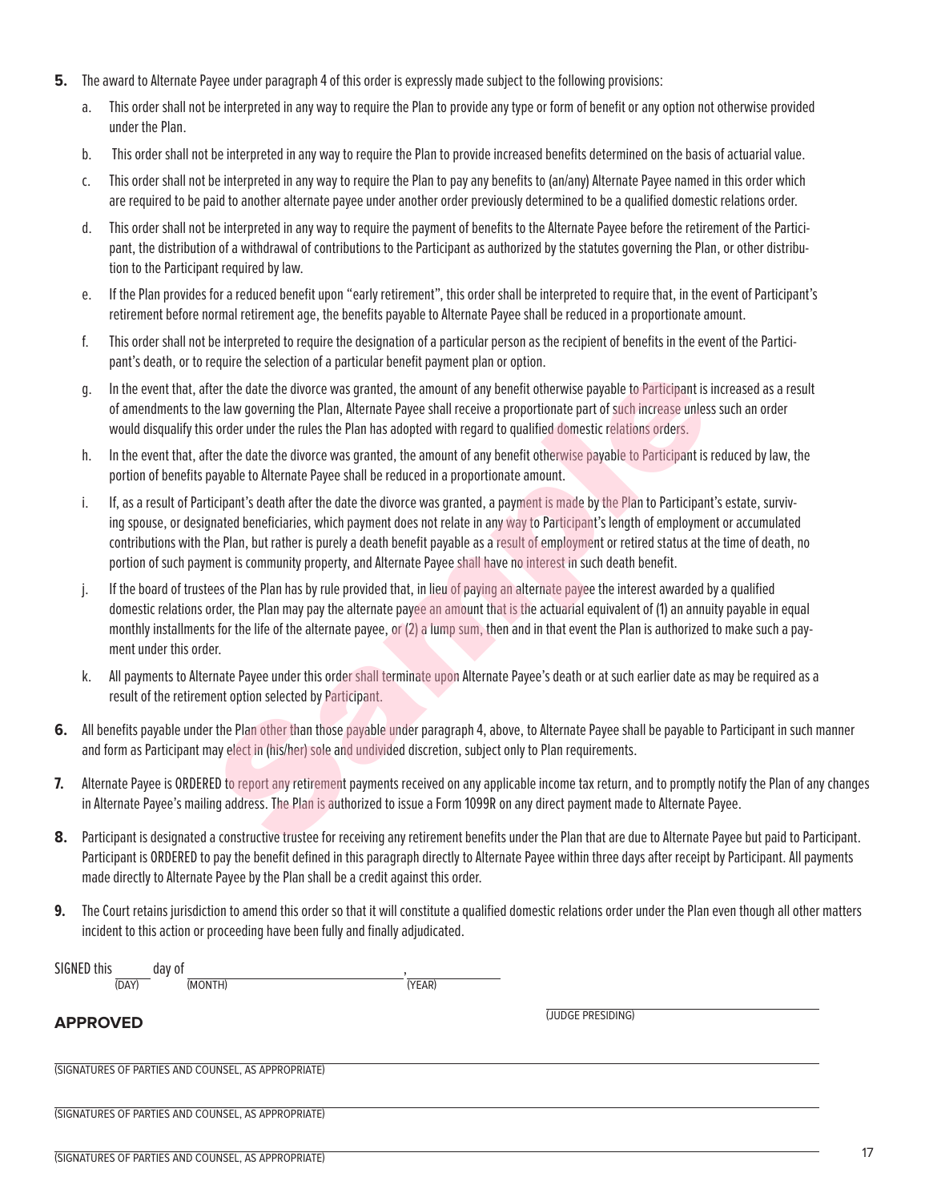**5.** The award to Alternate Payee under paragraph 4 of this order is expressly made subject to the following provisions:

a. This order shall not be interpreted in any way to require the Plan to provide any type or form of benefit or any option not otherwise provided under the Plan.

b. This order shall not be interpreted in any way to require the Plan to provide increased benefits determined on the basis of actuarial value.

c. This order shall not be interpreted in any way to require the Plan to pay any benefits to (an/any) Alternate Payee named in this order which are required to be paid to another alternate payee under another order previously determined to be a qualified domestic relations order.

d. This order shall not be interpreted in any way to require the payment of benefits to the Alternate Payee before the retirement of the Participant, the distribution of a withdrawal of contributions to the Participant as authorized by the statutes governing the Plan, or other distribution to the Participant required by law.

e. If the Plan provides for a reduced benefit upon "early retirement", this order shall be interpreted to require that, in the event of Participant's retirement before normal retirement age, the benefits payable to Alternate Payee shall be reduced in a proportionate amount.

f. This order shall not be interpreted to require the designation of a particular person as the recipient of benefits in the event of the Participant's death, or to require the selection of a particular benefit payment plan or option.

g. In the event that, after the date the divorce was granted, the amount of any benefit otherwise payable to Participant is increased as a result of amendments to the law governing the Plan, Alternate Payee shall receive a proportionate part of such increase unless such an order would disqualify this order under the rules the Plan has adopted with regard to qualified domestic relations orders.

h. In the event that, after the date the divorce was granted, the amount of any benefit otherwise payable to Participant is reduced by law, the portion of benefits payable to Alternate Payee shall be reduced in a proportionate amount.

i. If, as a result of Participant's death after the date the divorce was granted, a payment is made by the Plan to Participant's estate, surviving spouse, or designated beneficiaries, which payment does not relate in any way to Participant's length of employment or accumulated contributions with the Plan, but rather is purely a death benefit payable as a result of employment or retired status at the time of death, no portion of such payment is community property, and Alternate Payee shall have no interest in such death benefit.

j. If the board of trustees of the Plan has by rule provided that, in lieu of paying an alternate payee the interest awarded by a qualified domestic relations order, the Plan may pay the alternate payee an amount that is the actuarial equivalent of (1) an annuity payable in equal monthly installments for the life of the alternate payee, or (2) a lump sum, then and in that event the Plan is authorized to make such a payment under this order.

k. All payments to Alternate Payee under this order shall terminate upon Alternate Payee's death or at such earlier date as may be required as a result of the retirement option selected by Participant.

**6.** All benefits payable under the Plan other than those payable under paragraph 4, above, to Alternate Payee shall be payable to Participant in such manner and form as Participant may elect in (his/her) sole and undivided discretion, subject only to Plan requirements.

**7.** Alternate Payee is ORDERED to report any retirement payments received on any applicable income tax return, and to promptly notify the Plan of any changes in Alternate Payee's mailing address. The Plan is authorized to issue a Form 1099R on any direct payment made to Alternate Payee.

**8.** Participant is designated a constructive trustee for receiving any retirement benefits under the Plan that are due to Alternate Payee but paid to Participant. Participant is ORDERED to pay the benefit defined in this paragraph directly to Alternate Payee within three days after receipt by Participant. All payments made directly to Alternate Payee by the Plan shall be a credit against this order.

**9.** The Court retains jurisdiction to amend this order so that it will constitute a qualified domestic relations order under the Plan even though all other matters incident to this action or proceeding have been fully and finally adjudicated.

SIGNED this ______ day of ______________________, __________
(DAY) (MONTH) (YEAR)

______________________________
(JUDGE PRESIDING)

**APPROVED**

______________________________
(SIGNATURES OF PARTIES AND COUNSEL, AS APPROPRIATE)

______________________________
(SIGNATURES OF PARTIES AND COUNSEL, AS APPROPRIATE)

______________________________
(SIGNATURES OF PARTIES AND COUNSEL, AS APPROPRIATE)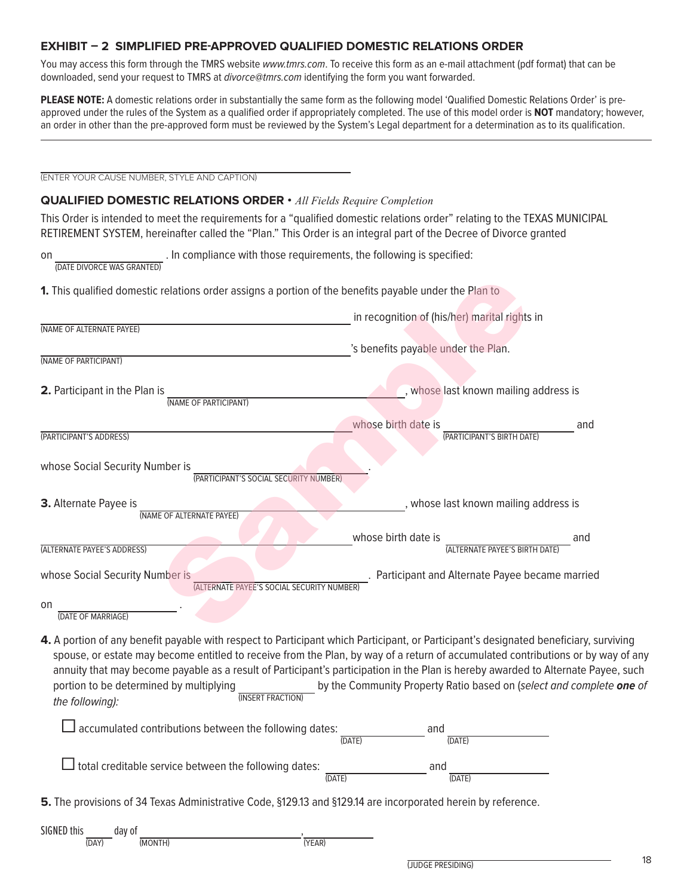## EXHIBIT – 2 SIMPLIFIED PRE-APPROVED QUALIFIED DOMESTIC RELATIONS ORDER

You may access this form through the TMRS website *www.tmrs.com*. To receive this form as an e-mail attachment (pdf format) that can be downloaded, send your request to TMRS at *divorce@tmrs.com* identifying the form you want forwarded.

**PLEASE NOTE:** A domestic relations order in substantially the same form as the following model 'Qualified Domestic Relations Order' is pre-approved under the rules of the System as a qualified order if appropriately completed. The use of this model order is **NOT** mandatory; however, an order in other than the pre-approved form must be reviewed by the System's Legal department for a determination as to its qualification.

---

______________________________________
(ENTER YOUR CAUSE NUMBER, STYLE AND CAPTION)

### QUALIFIED DOMESTIC RELATIONS ORDER • *All Fields Require Completion*

This Order is intended to meet the requirements for a "qualified domestic relations order" relating to the TEXAS MUNICIPAL RETIREMENT SYSTEM, hereinafter called the "Plan." This Order is an integral part of the Decree of Divorce granted

on ____________________ . In compliance with those requirements, the following is specified:
(DATE DIVORCE WAS GRANTED)

**1.** This qualified domestic relations order assigns a portion of the benefits payable under the Plan to

______________________________________ in recognition of (his/her) marital rights in
(NAME OF ALTERNATE PAYEE)

______________________________________'s benefits payable under the Plan.
(NAME OF PARTICIPANT)

**2.** Participant in the Plan is ______________________________________, whose last known mailing address is
(NAME OF PARTICIPANT)

______________________________________ whose birth date is ____________________ and
(PARTICIPANT'S ADDRESS) (PARTICIPANT'S BIRTH DATE)

whose Social Security Number is ____________________.
(PARTICIPANT'S SOCIAL SECURITY NUMBER)

**3.** Alternate Payee is ______________________________________, whose last known mailing address is
(NAME OF ALTERNATE PAYEE)

______________________________________ whose birth date is ____________________ and
(ALTERNATE PAYEE'S ADDRESS) (ALTERNATE PAYEE'S BIRTH DATE)

whose Social Security Number is ____________________. Participant and Alternate Payee became married
(ALTERNATE PAYEE'S SOCIAL SECURITY NUMBER)

on ____________________ .
(DATE OF MARRIAGE)

**4.** A portion of any benefit payable with respect to Participant which Participant, or Participant's designated beneficiary, surviving spouse, or estate may become entitled to receive from the Plan, by way of a return of accumulated contributions or by way of any annuity that may become payable as a result of Participant's participation in the Plan is hereby awarded to Alternate Payee, such portion to be determined by multiplying ____________ by the Community Property Ratio based on (*select and complete* ***one*** *of the following):*
(INSERT FRACTION)

- ☐ accumulated contributions between the following dates: ____________ and ____________
(DATE) (DATE)

- ☐ total creditable service between the following dates: ____________ and ____________
(DATE) (DATE)

**5.** The provisions of 34 Texas Administrative Code, §129.13 and §129.14 are incorporated herein by reference.

SIGNED this _____ day of ____________________, ________
(DAY) (MONTH) (YEAR)

______________________________________
(JUDGE PRESIDING)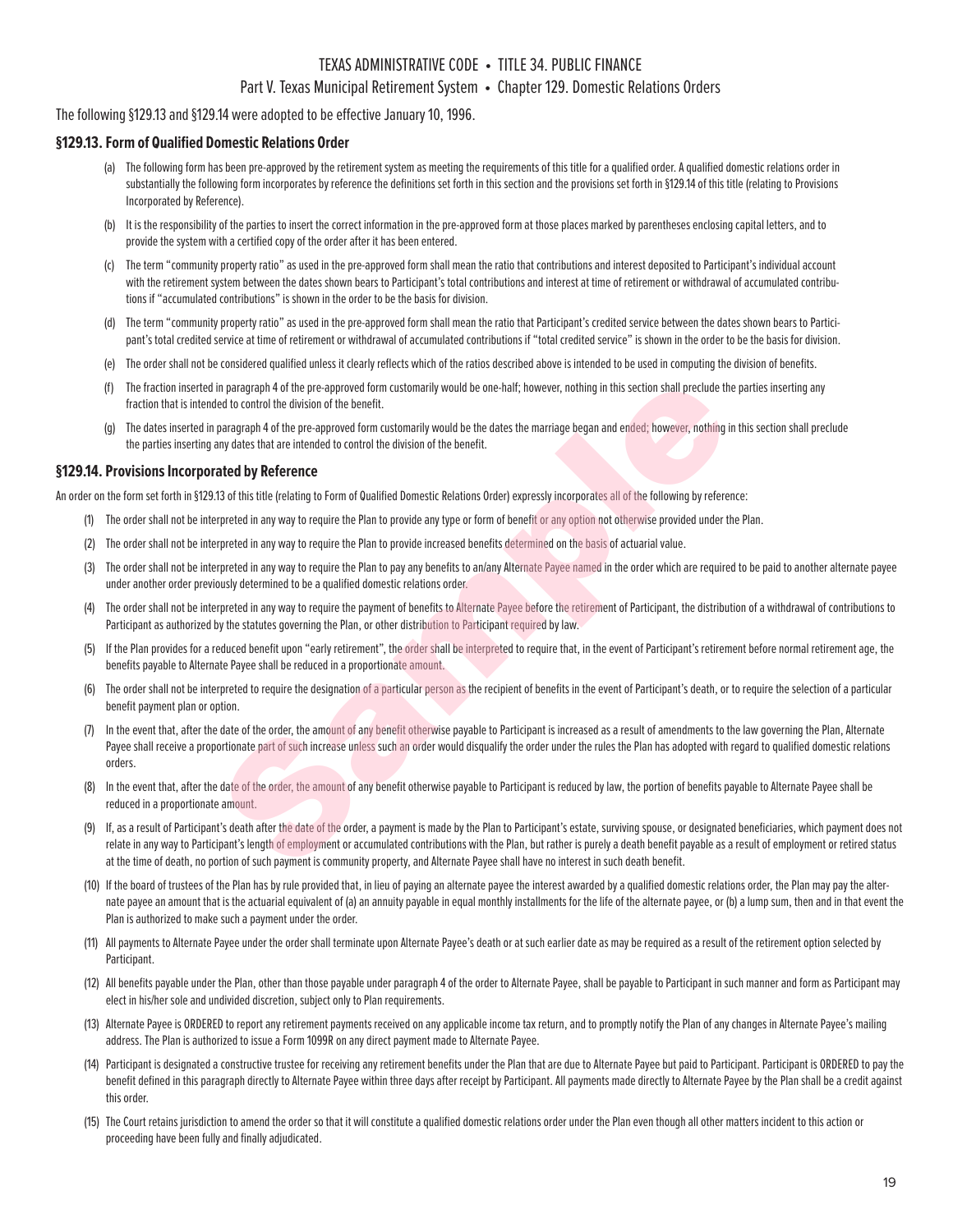TEXAS ADMINISTRATIVE CODE • TITLE 34. PUBLIC FINANCE

Part V. Texas Municipal Retirement System • Chapter 129. Domestic Relations Orders

The following §129.13 and §129.14 were adopted to be effective January 10, 1996.

### §129.13. Form of Qualified Domestic Relations Order

(a) The following form has been pre-approved by the retirement system as meeting the requirements of this title for a qualified order. A qualified domestic relations order in substantially the following form incorporates by reference the definitions set forth in this section and the provisions set forth in §129.14 of this title (relating to Provisions Incorporated by Reference).

(b) It is the responsibility of the parties to insert the correct information in the pre-approved form at those places marked by parentheses enclosing capital letters, and to provide the system with a certified copy of the order after it has been entered.

(c) The term "community property ratio" as used in the pre-approved form shall mean the ratio that contributions and interest deposited to Participant's individual account with the retirement system between the dates shown bears to Participant's total contributions and interest at time of retirement or withdrawal of accumulated contributions if "accumulated contributions" is shown in the order to be the basis for division.

(d) The term "community property ratio" as used in the pre-approved form shall mean the ratio that Participant's credited service between the dates shown bears to Participant's total credited service at time of retirement or withdrawal of accumulated contributions if "total credited service" is shown in the order to be the basis for division.

(e) The order shall not be considered qualified unless it clearly reflects which of the ratios described above is intended to be used in computing the division of benefits.

(f) The fraction inserted in paragraph 4 of the pre-approved form customarily would be one-half; however, nothing in this section shall preclude the parties inserting any fraction that is intended to control the division of the benefit.

(g) The dates inserted in paragraph 4 of the pre-approved form customarily would be the dates the marriage began and ended; however, nothing in this section shall preclude the parties inserting any dates that are intended to control the division of the benefit.

### §129.14. Provisions Incorporated by Reference

An order on the form set forth in §129.13 of this title (relating to Form of Qualified Domestic Relations Order) expressly incorporates all of the following by reference:

(1) The order shall not be interpreted in any way to require the Plan to provide any type or form of benefit or any option not otherwise provided under the Plan.

(2) The order shall not be interpreted in any way to require the Plan to provide increased benefits determined on the basis of actuarial value.

(3) The order shall not be interpreted in any way to require the Plan to pay any benefits to an/any Alternate Payee named in the order which are required to be paid to another alternate payee under another order previously determined to be a qualified domestic relations order.

(4) The order shall not be interpreted in any way to require the payment of benefits to Alternate Payee before the retirement of Participant, the distribution of a withdrawal of contributions to Participant as authorized by the statutes governing the Plan, or other distribution to Participant required by law.

(5) If the Plan provides for a reduced benefit upon "early retirement", the order shall be interpreted to require that, in the event of Participant's retirement before normal retirement age, the benefits payable to Alternate Payee shall be reduced in a proportionate amount.

(6) The order shall not be interpreted to require the designation of a particular person as the recipient of benefits in the event of Participant's death, or to require the selection of a particular benefit payment plan or option.

(7) In the event that, after the date of the order, the amount of any benefit otherwise payable to Participant is increased as a result of amendments to the law governing the Plan, Alternate Payee shall receive a proportionate part of such increase unless such an order would disqualify the order under the rules the Plan has adopted with regard to qualified domestic relations orders.

(8) In the event that, after the date of the order, the amount of any benefit otherwise payable to Participant is reduced by law, the portion of benefits payable to Alternate Payee shall be reduced in a proportionate amount.

(9) If, as a result of Participant's death after the date of the order, a payment is made by the Plan to Participant's estate, surviving spouse, or designated beneficiaries, which payment does not relate in any way to Participant's length of employment or accumulated contributions with the Plan, but rather is purely a death benefit payable as a result of employment or retired status at the time of death, no portion of such payment is community property, and Alternate Payee shall have no interest in such death benefit.

(10) If the board of trustees of the Plan has by rule provided that, in lieu of paying an alternate payee the interest awarded by a qualified domestic relations order, the Plan may pay the alternate payee an amount that is the actuarial equivalent of (a) an annuity payable in equal monthly installments for the life of the alternate payee, or (b) a lump sum, then and in that event the Plan is authorized to make such a payment under the order.

(11) All payments to Alternate Payee under the order shall terminate upon Alternate Payee's death or at such earlier date as may be required as a result of the retirement option selected by Participant.

(12) All benefits payable under the Plan, other than those payable under paragraph 4 of the order to Alternate Payee, shall be payable to Participant in such manner and form as Participant may elect in his/her sole and undivided discretion, subject only to Plan requirements.

(13) Alternate Payee is ORDERED to report any retirement payments received on any applicable income tax return, and to promptly notify the Plan of any changes in Alternate Payee's mailing address. The Plan is authorized to issue a Form 1099R on any direct payment made to Alternate Payee.

(14) Participant is designated a constructive trustee for receiving any retirement benefits under the Plan that are due to Alternate Payee but paid to Participant. Participant is ORDERED to pay the benefit defined in this paragraph directly to Alternate Payee within three days after receipt by Participant. All payments made directly to Alternate Payee by the Plan shall be a credit against this order.

(15) The Court retains jurisdiction to amend the order so that it will constitute a qualified domestic relations order under the Plan even though all other matters incident to this action or proceeding have been fully and finally adjudicated.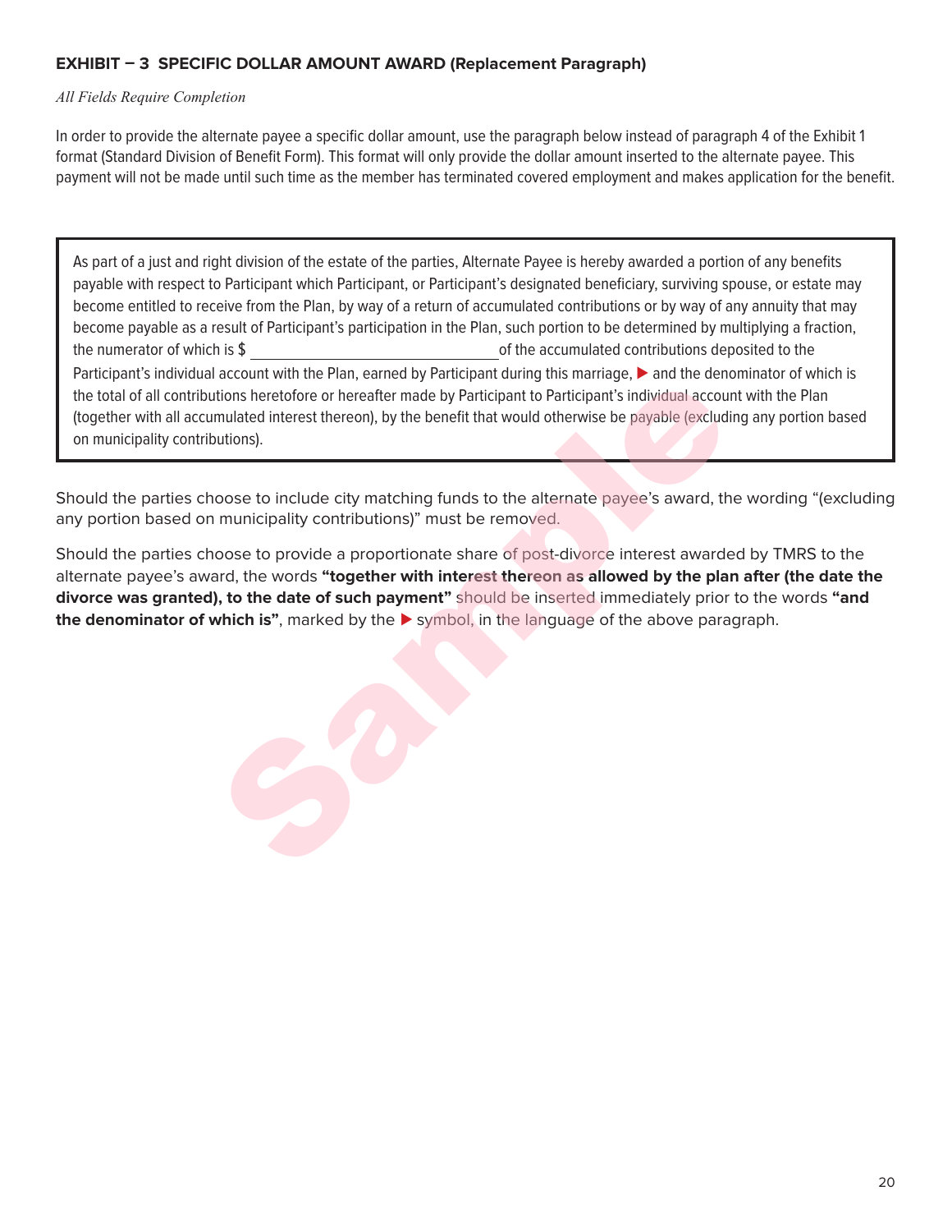## EXHIBIT – 3 SPECIFIC DOLLAR AMOUNT AWARD (Replacement Paragraph)

*All Fields Require Completion*

In order to provide the alternate payee a specific dollar amount, use the paragraph below instead of paragraph 4 of the Exhibit 1 format (Standard Division of Benefit Form). This format will only provide the dollar amount inserted to the alternate payee. This payment will not be made until such time as the member has terminated covered employment and makes application for the benefit.

> As part of a just and right division of the estate of the parties, Alternate Payee is hereby awarded a portion of any benefits payable with respect to Participant which Participant, or Participant's designated beneficiary, surviving spouse, or estate may become entitled to receive from the Plan, by way of a return of accumulated contributions or by way of any annuity that may become payable as a result of Participant's participation in the Plan, such portion to be determined by multiplying a fraction, the numerator of which is $ ______________________________ of the accumulated contributions deposited to the Participant's individual account with the Plan, earned by Participant during this marriage, ▶ and the denominator of which is the total of all contributions heretofore or hereafter made by Participant to Participant's individual account with the Plan (together with all accumulated interest thereon), by the benefit that would otherwise be payable (excluding any portion based on municipality contributions).

Should the parties choose to include city matching funds to the alternate payee's award, the wording "(excluding any portion based on municipality contributions)" must be removed.

Should the parties choose to provide a proportionate share of post-divorce interest awarded by TMRS to the alternate payee's award, the words **"together with interest thereon as allowed by the plan after (the date the divorce was granted), to the date of such payment"** should be inserted immediately prior to the words **"and the denominator of which is"**, marked by the ▶ symbol, in the language of the above paragraph.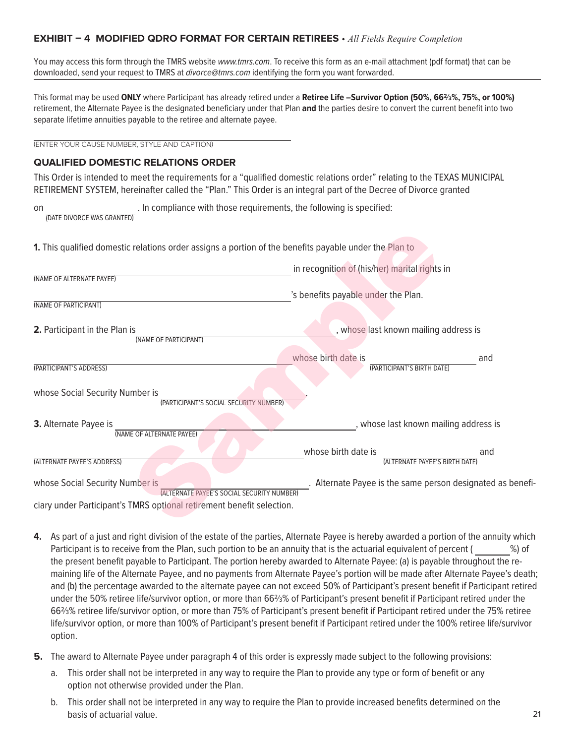## EXHIBIT – 4 MODIFIED QDRO FORMAT FOR CERTAIN RETIREES • *All Fields Require Completion*

You may access this form through the TMRS website *www.tmrs.com*. To receive this form as an e-mail attachment (pdf format) that can be downloaded, send your request to TMRS at *divorce@tmrs.com* identifying the form you want forwarded.

This format may be used **ONLY** where Participant has already retired under a **Retiree Life –Survivor Option (50%, 66⅔%, 75%, or 100%)** retirement, the Alternate Payee is the designated beneficiary under that Plan **and** the parties desire to convert the current benefit into two separate lifetime annuities payable to the retiree and alternate payee.

\_\_\_\_\_\_\_\_\_\_\_\_\_\_\_\_\_\_\_\_\_\_\_\_\_\_\_\_\_\_\_\_\_\_\_\_\_\_\_\_\_\_\_\_
(ENTER YOUR CAUSE NUMBER, STYLE AND CAPTION)

### QUALIFIED DOMESTIC RELATIONS ORDER

This Order is intended to meet the requirements for a "qualified domestic relations order" relating to the TEXAS MUNICIPAL RETIREMENT SYSTEM, hereinafter called the "Plan." This Order is an integral part of the Decree of Divorce granted

on \_\_\_\_\_\_\_\_\_\_\_\_\_\_\_\_\_\_\_\_ . In compliance with those requirements, the following is specified:
(DATE DIVORCE WAS GRANTED)

**1.** This qualified domestic relations order assigns a portion of the benefits payable under the Plan to

\_\_\_\_\_\_\_\_\_\_\_\_\_\_\_\_\_\_\_\_\_\_\_\_\_\_\_\_\_\_\_\_\_\_\_\_\_\_\_\_\_\_\_\_ in recognition of (his/her) marital rights in
(NAME OF ALTERNATE PAYEE)

\_\_\_\_\_\_\_\_\_\_\_\_\_\_\_\_\_\_\_\_\_\_\_\_\_\_\_\_\_\_\_\_\_\_\_\_\_\_\_\_\_\_\_\_'s benefits payable under the Plan.
(NAME OF PARTICIPANT)

**2.** Participant in the Plan is \_\_\_\_\_\_\_\_\_\_\_\_\_\_\_\_\_\_\_\_\_\_\_\_\_\_\_\_\_\_\_\_\_\_\_\_\_\_\_\_, whose last known mailing address is
(NAME OF PARTICIPANT)

\_\_\_\_\_\_\_\_\_\_\_\_\_\_\_\_\_\_\_\_\_\_\_\_\_\_\_\_\_\_\_\_\_\_\_\_\_\_\_\_\_\_\_\_ whose birth date is \_\_\_\_\_\_\_\_\_\_\_\_\_\_\_\_\_\_\_\_ and
(PARTICIPANT'S ADDRESS) (PARTICIPANT'S BIRTH DATE)

whose Social Security Number is \_\_\_\_\_\_\_\_\_\_\_\_\_\_\_\_\_\_\_\_\_\_\_\_\_\_\_\_.
(PARTICIPANT'S SOCIAL SECURITY NUMBER)

**3.** Alternate Payee is \_\_\_\_\_\_\_\_\_\_\_\_\_\_\_\_\_\_\_\_\_\_\_\_\_\_\_\_\_\_\_\_\_\_\_\_\_\_\_\_\_\_\_\_, whose last known mailing address is
(NAME OF ALTERNATE PAYEE)

\_\_\_\_\_\_\_\_\_\_\_\_\_\_\_\_\_\_\_\_\_\_\_\_\_\_\_\_\_\_\_\_\_\_\_\_\_\_\_\_\_\_\_\_ whose birth date is \_\_\_\_\_\_\_\_\_\_\_\_\_\_\_\_\_\_\_\_ and
(ALTERNATE PAYEE'S ADDRESS) (ALTERNATE PAYEE'S BIRTH DATE)

whose Social Security Number is \_\_\_\_\_\_\_\_\_\_\_\_\_\_\_\_\_\_\_\_\_\_\_\_\_\_\_\_. Alternate Payee is the same person designated as beneficiary under Participant's TMRS optional retirement benefit selection.
(ALTERNATE PAYEE'S SOCIAL SECURITY NUMBER)

**4.** As part of a just and right division of the estate of the parties, Alternate Payee is hereby awarded a portion of the annuity which Participant is to receive from the Plan, such portion to be an annuity that is the actuarial equivalent of percent ( \_\_\_\_\_\_\_%) of the present benefit payable to Participant. The portion hereby awarded to Alternate Payee: (a) is payable throughout the remaining life of the Alternate Payee, and no payments from Alternate Payee's portion will be made after Alternate Payee's death; and (b) the percentage awarded to the alternate payee can not exceed 50% of Participant's present benefit if Participant retired under the 50% retiree life/survivor option, or more than 66⅔% of Participant's present benefit if Participant retired under the 66⅔% retiree life/survivor option, or more than 75% of Participant's present benefit if Participant retired under the 75% retiree life/survivor option, or more than 100% of Participant's present benefit if Participant retired under the 100% retiree life/survivor option.

**5.** The award to Alternate Payee under paragraph 4 of this order is expressly made subject to the following provisions:

a. This order shall not be interpreted in any way to require the Plan to provide any type or form of benefit or any option not otherwise provided under the Plan.

b. This order shall not be interpreted in any way to require the Plan to provide increased benefits determined on the basis of actuarial value.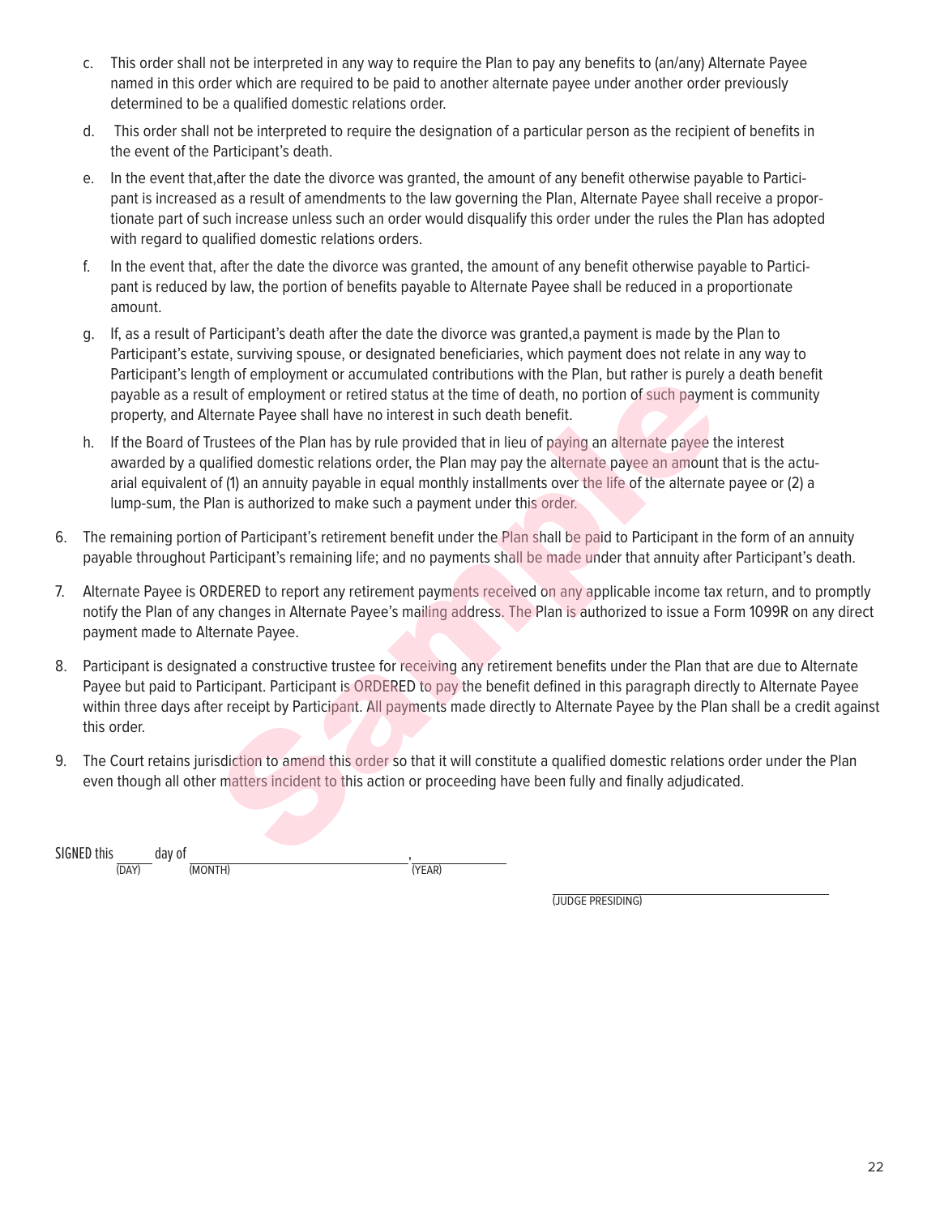c. This order shall not be interpreted in any way to require the Plan to pay any benefits to (an/any) Alternate Payee named in this order which are required to be paid to another alternate payee under another order previously determined to be a qualified domestic relations order.

d. This order shall not be interpreted to require the designation of a particular person as the recipient of benefits in the event of the Participant's death.

e. In the event that,after the date the divorce was granted, the amount of any benefit otherwise payable to Participant is increased as a result of amendments to the law governing the Plan, Alternate Payee shall receive a proportionate part of such increase unless such an order would disqualify this order under the rules the Plan has adopted with regard to qualified domestic relations orders.

f. In the event that, after the date the divorce was granted, the amount of any benefit otherwise payable to Participant is reduced by law, the portion of benefits payable to Alternate Payee shall be reduced in a proportionate amount.

g. If, as a result of Participant's death after the date the divorce was granted,a payment is made by the Plan to Participant's estate, surviving spouse, or designated beneficiaries, which payment does not relate in any way to Participant's length of employment or accumulated contributions with the Plan, but rather is purely a death benefit payable as a result of employment or retired status at the time of death, no portion of such payment is community property, and Alternate Payee shall have no interest in such death benefit.

h. If the Board of Trustees of the Plan has by rule provided that in lieu of paying an alternate payee the interest awarded by a qualified domestic relations order, the Plan may pay the alternate payee an amount that is the actuarial equivalent of (1) an annuity payable in equal monthly installments over the life of the alternate payee or (2) a lump-sum, the Plan is authorized to make such a payment under this order.

6. The remaining portion of Participant's retirement benefit under the Plan shall be paid to Participant in the form of an annuity payable throughout Participant's remaining life; and no payments shall be made under that annuity after Participant's death.

7. Alternate Payee is ORDERED to report any retirement payments received on any applicable income tax return, and to promptly notify the Plan of any changes in Alternate Payee's mailing address. The Plan is authorized to issue a Form 1099R on any direct payment made to Alternate Payee.

8. Participant is designated a constructive trustee for receiving any retirement benefits under the Plan that are due to Alternate Payee but paid to Participant. Participant is ORDERED to pay the benefit defined in this paragraph directly to Alternate Payee within three days after receipt by Participant. All payments made directly to Alternate Payee by the Plan shall be a credit against this order.

9. The Court retains jurisdiction to amend this order so that it will constitute a qualified domestic relations order under the Plan even though all other matters incident to this action or proceeding have been fully and finally adjudicated.

SIGNED this ______ day of ______________________, __________
(DAY) (MONTH) (YEAR)

______________________________
(JUDGE PRESIDING)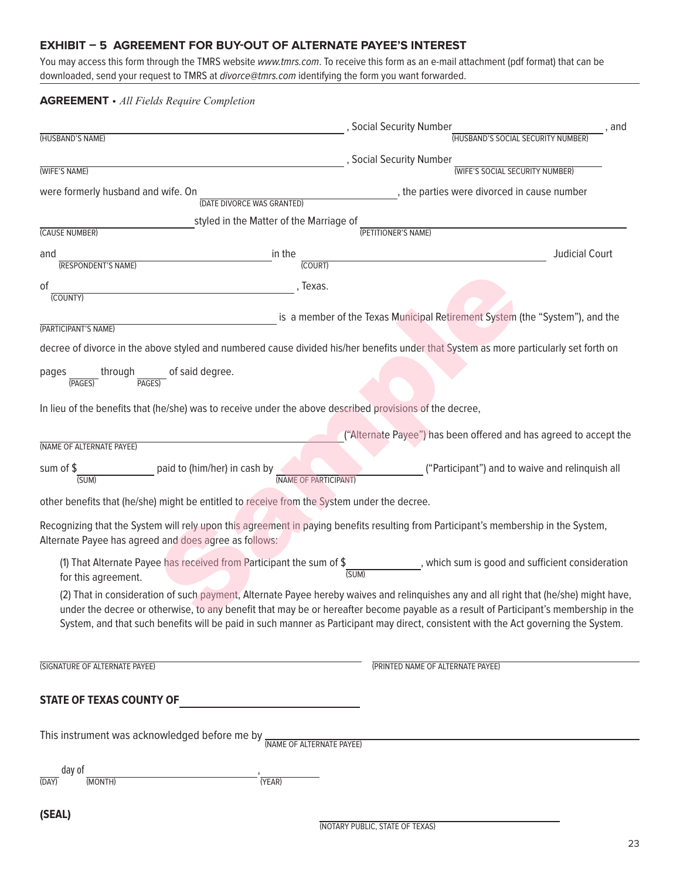### EXHIBIT – 5 AGREEMENT FOR BUY-OUT OF ALTERNATE PAYEE'S INTEREST

You may access this form through the TMRS website *www.tmrs.com*. To receive this form as an e-mail attachment (pdf format) that can be downloaded, send your request to TMRS at *divorce@tmrs.com* identifying the form you want forwarded.

**AGREEMENT** • *All Fields Require Completion*

______________________ (HUSBAND'S NAME), Social Security Number ______________________ (HUSBAND'S SOCIAL SECURITY NUMBER), and

______________________ (WIFE'S NAME), Social Security Number ______________________ (WIFE'S SOCIAL SECURITY NUMBER)

were formerly husband and wife. On ______________________ (DATE DIVORCE WAS GRANTED), the parties were divorced in cause number

______________________ (CAUSE NUMBER) styled in the Matter of the Marriage of ______________________ (PETITIONER'S NAME)

and ______________________ (RESPONDENT'S NAME) in the ______________________ (COURT) Judicial Court

of ______________________ (COUNTY), Texas.

______________________ (PARTICIPANT'S NAME) is a member of the Texas Municipal Retirement System (the "System"), and the decree of divorce in the above styled and numbered cause divided his/her benefits under that System as more particularly set forth on

pages ______ (PAGES) through ______ (PAGES) of said degree.

In lieu of the benefits that (he/she) was to receive under the above described provisions of the decree,

______________________ (NAME OF ALTERNATE PAYEE) ("Alternate Payee") has been offered and has agreed to accept the

sum of $______________ (SUM) paid to (him/her) in cash by ______________________ (NAME OF PARTICIPANT) ("Participant") and to waive and relinquish all other benefits that (he/she) might be entitled to receive from the System under the decree.

Recognizing that the System will rely upon this agreement in paying benefits resulting from Participant's membership in the System, Alternate Payee has agreed and does agree as follows:

(1) That Alternate Payee has received from Participant the sum of $______________ (SUM), which sum is good and sufficient consideration for this agreement.

(2) That in consideration of such payment, Alternate Payee hereby waives and relinquishes any and all right that (he/she) might have, under the decree or otherwise, to any benefit that may be or hereafter become payable as a result of Participant's membership in the System, and that such benefits will be paid in such manner as Participant may direct, consistent with the Act governing the System.

______________________ (SIGNATURE OF ALTERNATE PAYEE) ______________________ (PRINTED NAME OF ALTERNATE PAYEE)

**STATE OF TEXAS COUNTY OF** ______________________

This instrument was acknowledged before me by ______________________ (NAME OF ALTERNATE PAYEE)

______ (DAY) day of ______________________ (MONTH), ______ (YEAR)

**(SEAL)**

______________________ (NOTARY PUBLIC, STATE OF TEXAS)